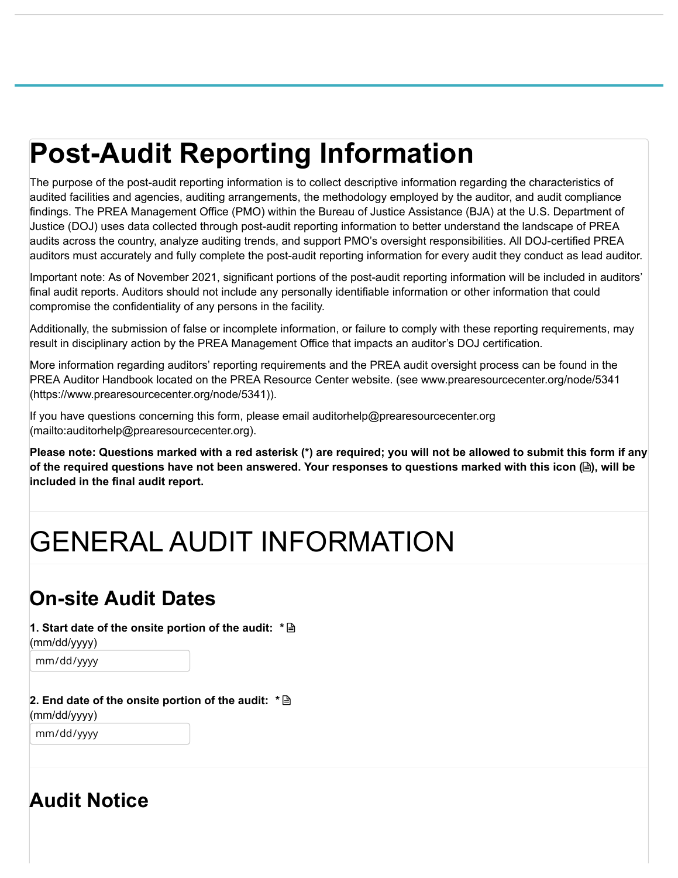# Post-Audit Reporting Information

The purpose of the post-audit reporting information is to collect descriptive information regarding the characteristics of audited facilities and agencies, auditing arrangements, the methodology employed by the auditor, and audit compliance findings. The PREA Management Office (PMO) within the Bureau of Justice Assistance (BJA) at the U.S. Department of Justice (DOJ) uses data collected through post-audit reporting information to better understand the landscape of PREA audits across the country, analyze auditing trends, and support PMO's oversight responsibilities. All DOJ-certified PREA auditors must accurately and fully complete the post-audit reporting information for every audit they conduct as lead auditor.

Important note: As of November 2021, significant portions of the post-audit reporting information will be included in auditors' final audit reports. Auditors should not include any personally identifiable information or other information that could compromise the confidentiality of any persons in the facility.

Additionally, the submission of false or incomplete information, or failure to comply with these reporting requirements, may result in disciplinary action by the PREA Management Office that impacts an auditor's DOJ certification.

More information regarding auditors' reporting requirements and the PREA audit oversight process can be found in the PREA Auditor Handbook located on the PREA Resource Center website. (see www.prearesourcecenter.org/node/5341 (https://www.prearesourcecenter.org/node/5341)).

If you have questions concerning this form, please email auditorhelp@prearesourcecenter.org (mailto:auditorhelp@prearesourcecenter.org).

**Please note: Questions marked with a red asterisk (*) are required; you will not be allowed to submit this form if any of the required questions have not been answered. Your responses to questions marked with this icon (🗎), will be included in the final audit report.**

# GENERAL AUDIT INFORMATION

## On-site Audit Dates

**1. Start date of the onsite portion of the audit: * 🗎**
(mm/dd/yyyy)

mm/dd/yyyy

**2. End date of the onsite portion of the audit: * 🗎**
(mm/dd/yyyy)

mm/dd/yyyy

## Audit Notice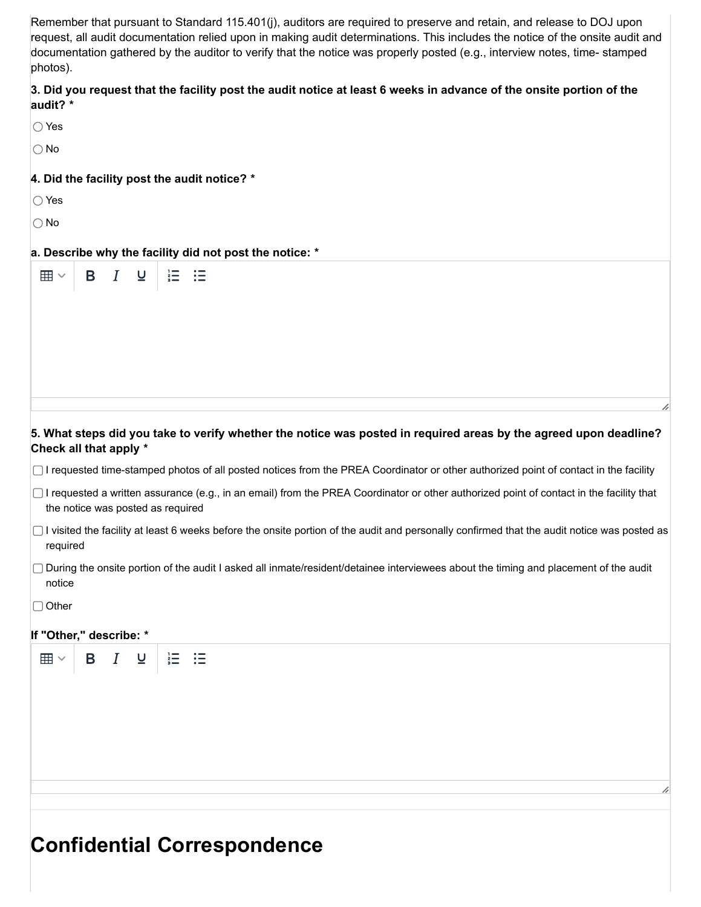Remember that pursuant to Standard 115.401(j), auditors are required to preserve and retain, and release to DOJ upon request, all audit documentation relied upon in making audit determinations. This includes the notice of the onsite audit and documentation gathered by the auditor to verify that the notice was properly posted (e.g., interview notes, time- stamped photos).

**3. Did you request that the facility post the audit notice at least 6 weeks in advance of the onsite portion of the audit? ***

- ○ Yes
- ○ No

**4. Did the facility post the audit notice? ***

- ○ Yes
- ○ No

**a. Describe why the facility did not post the notice: ***

**5. What steps did you take to verify whether the notice was posted in required areas by the agreed upon deadline? Check all that apply ***

- ☐ I requested time-stamped photos of all posted notices from the PREA Coordinator or other authorized point of contact in the facility
- ☐ I requested a written assurance (e.g., in an email) from the PREA Coordinator or other authorized point of contact in the facility that the notice was posted as required
- ☐ I visited the facility at least 6 weeks before the onsite portion of the audit and personally confirmed that the audit notice was posted as required
- ☐ During the onsite portion of the audit I asked all inmate/resident/detainee interviewees about the timing and placement of the audit notice
- ☐ Other

**If "Other," describe: ***

# Confidential Correspondence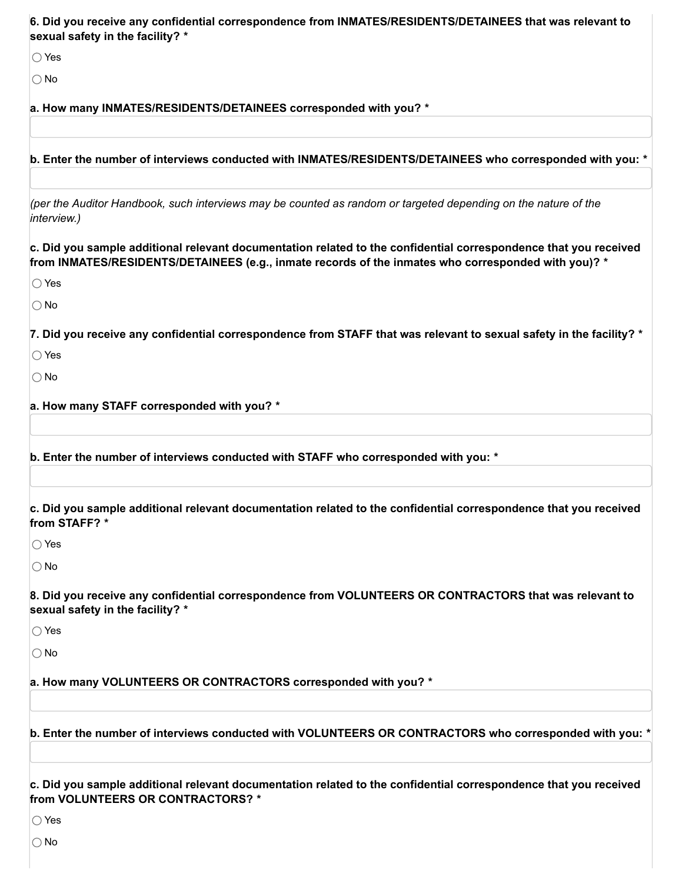**6. Did you receive any confidential correspondence from INMATES/RESIDENTS/DETAINEES that was relevant to sexual safety in the facility? ***

○ Yes

○ No

**a. How many INMATES/RESIDENTS/DETAINEES corresponded with you? ***

**b. Enter the number of interviews conducted with INMATES/RESIDENTS/DETAINEES who corresponded with you: ***

*(per the Auditor Handbook, such interviews may be counted as random or targeted depending on the nature of the interview.)*

**c. Did you sample additional relevant documentation related to the confidential correspondence that you received from INMATES/RESIDENTS/DETAINEES (e.g., inmate records of the inmates who corresponded with you)? ***

○ Yes

○ No

**7. Did you receive any confidential correspondence from STAFF that was relevant to sexual safety in the facility? ***

○ Yes

○ No

**a. How many STAFF corresponded with you? ***

**b. Enter the number of interviews conducted with STAFF who corresponded with you: ***

**c. Did you sample additional relevant documentation related to the confidential correspondence that you received from STAFF? ***

○ Yes

○ No

**8. Did you receive any confidential correspondence from VOLUNTEERS OR CONTRACTORS that was relevant to sexual safety in the facility? ***

○ Yes

○ No

**a. How many VOLUNTEERS OR CONTRACTORS corresponded with you? ***

**b. Enter the number of interviews conducted with VOLUNTEERS OR CONTRACTORS who corresponded with you: ***

**c. Did you sample additional relevant documentation related to the confidential correspondence that you received from VOLUNTEERS OR CONTRACTORS? ***

○ Yes

○ No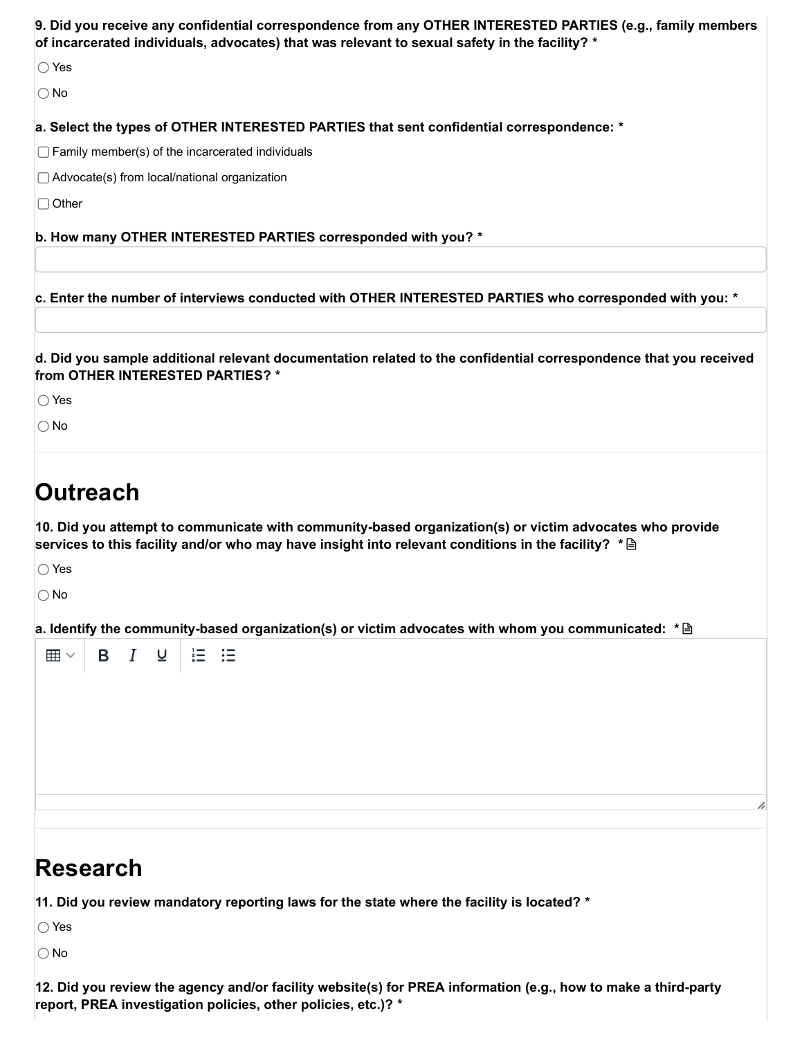**9. Did you receive any confidential correspondence from any OTHER INTERESTED PARTIES (e.g., family members of incarcerated individuals, advocates) that was relevant to sexual safety in the facility? ***

○ Yes

○ No

**a. Select the types of OTHER INTERESTED PARTIES that sent confidential correspondence: ***

☐ Family member(s) of the incarcerated individuals

☐ Advocate(s) from local/national organization

☐ Other

**b. How many OTHER INTERESTED PARTIES corresponded with you? ***

**c. Enter the number of interviews conducted with OTHER INTERESTED PARTIES who corresponded with you: ***

**d. Did you sample additional relevant documentation related to the confidential correspondence that you received from OTHER INTERESTED PARTIES? ***

○ Yes

○ No

# Outreach

**10. Did you attempt to communicate with community-based organization(s) or victim advocates who provide services to this facility and/or who may have insight into relevant conditions in the facility? ***

○ Yes

○ No

**a. Identify the community-based organization(s) or victim advocates with whom you communicated: ***

# Research

**11. Did you review mandatory reporting laws for the state where the facility is located? ***

○ Yes

○ No

**12. Did you review the agency and/or facility website(s) for PREA information (e.g., how to make a third-party report, PREA investigation policies, other policies, etc.)? ***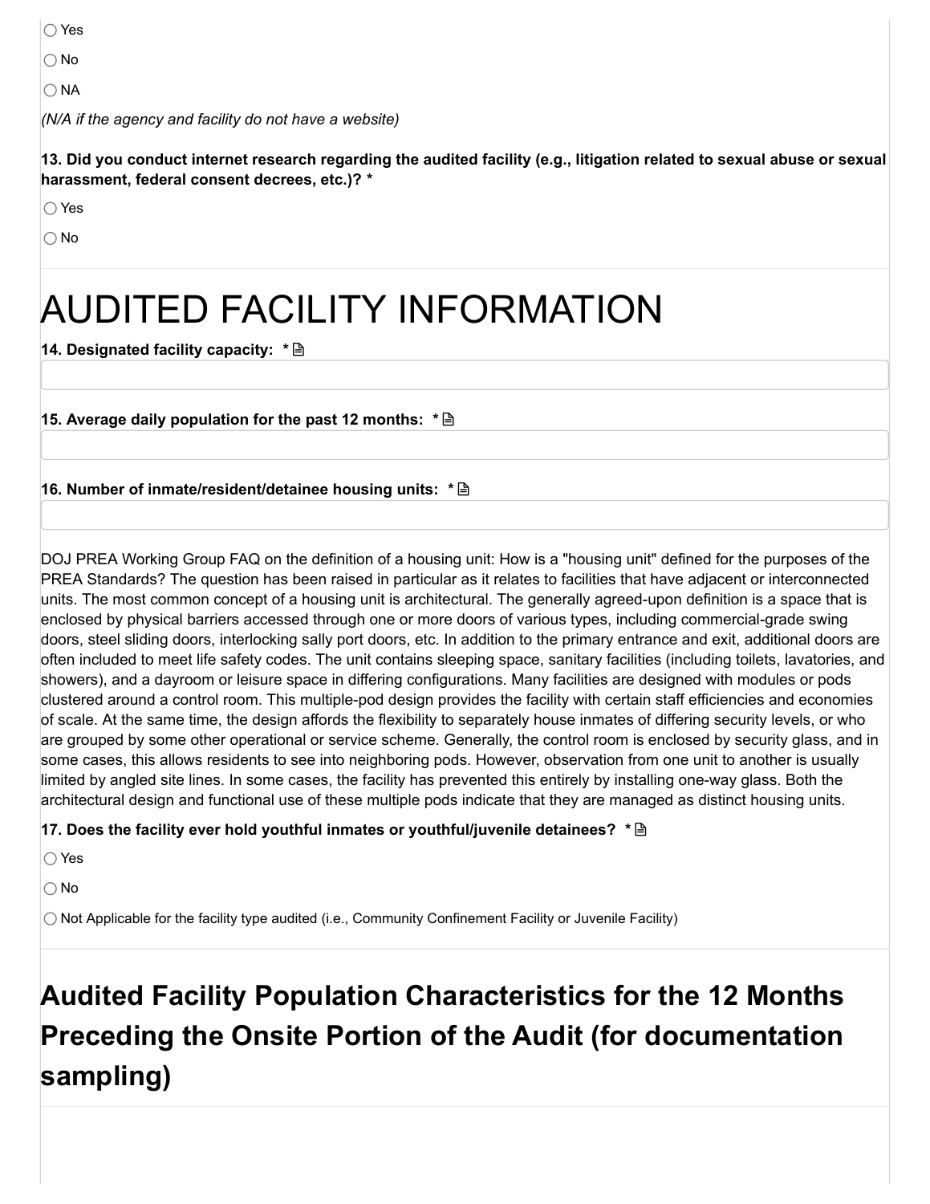○ Yes

○ No

○ NA

*(N/A if the agency and facility do not have a website)*

**13. Did you conduct internet research regarding the audited facility (e.g., litigation related to sexual abuse or sexual harassment, federal consent decrees, etc.)? ***

○ Yes

○ No

# AUDITED FACILITY INFORMATION

**14. Designated facility capacity: ***

**15. Average daily population for the past 12 months: ***

**16. Number of inmate/resident/detainee housing units: ***

DOJ PREA Working Group FAQ on the definition of a housing unit: How is a "housing unit" defined for the purposes of the PREA Standards? The question has been raised in particular as it relates to facilities that have adjacent or interconnected units. The most common concept of a housing unit is architectural. The generally agreed-upon definition is a space that is enclosed by physical barriers accessed through one or more doors of various types, including commercial-grade swing doors, steel sliding doors, interlocking sally port doors, etc. In addition to the primary entrance and exit, additional doors are often included to meet life safety codes. The unit contains sleeping space, sanitary facilities (including toilets, lavatories, and showers), and a dayroom or leisure space in differing configurations. Many facilities are designed with modules or pods clustered around a control room. This multiple-pod design provides the facility with certain staff efficiencies and economies of scale. At the same time, the design affords the flexibility to separately house inmates of differing security levels, or who are grouped by some other operational or service scheme. Generally, the control room is enclosed by security glass, and in some cases, this allows residents to see into neighboring pods. However, observation from one unit to another is usually limited by angled site lines. In some cases, the facility has prevented this entirely by installing one-way glass. Both the architectural design and functional use of these multiple pods indicate that they are managed as distinct housing units.

**17. Does the facility ever hold youthful inmates or youthful/juvenile detainees? ***

○ Yes

○ No

○ Not Applicable for the facility type audited (i.e., Community Confinement Facility or Juvenile Facility)

## Audited Facility Population Characteristics for the 12 Months Preceding the Onsite Portion of the Audit (for documentation sampling)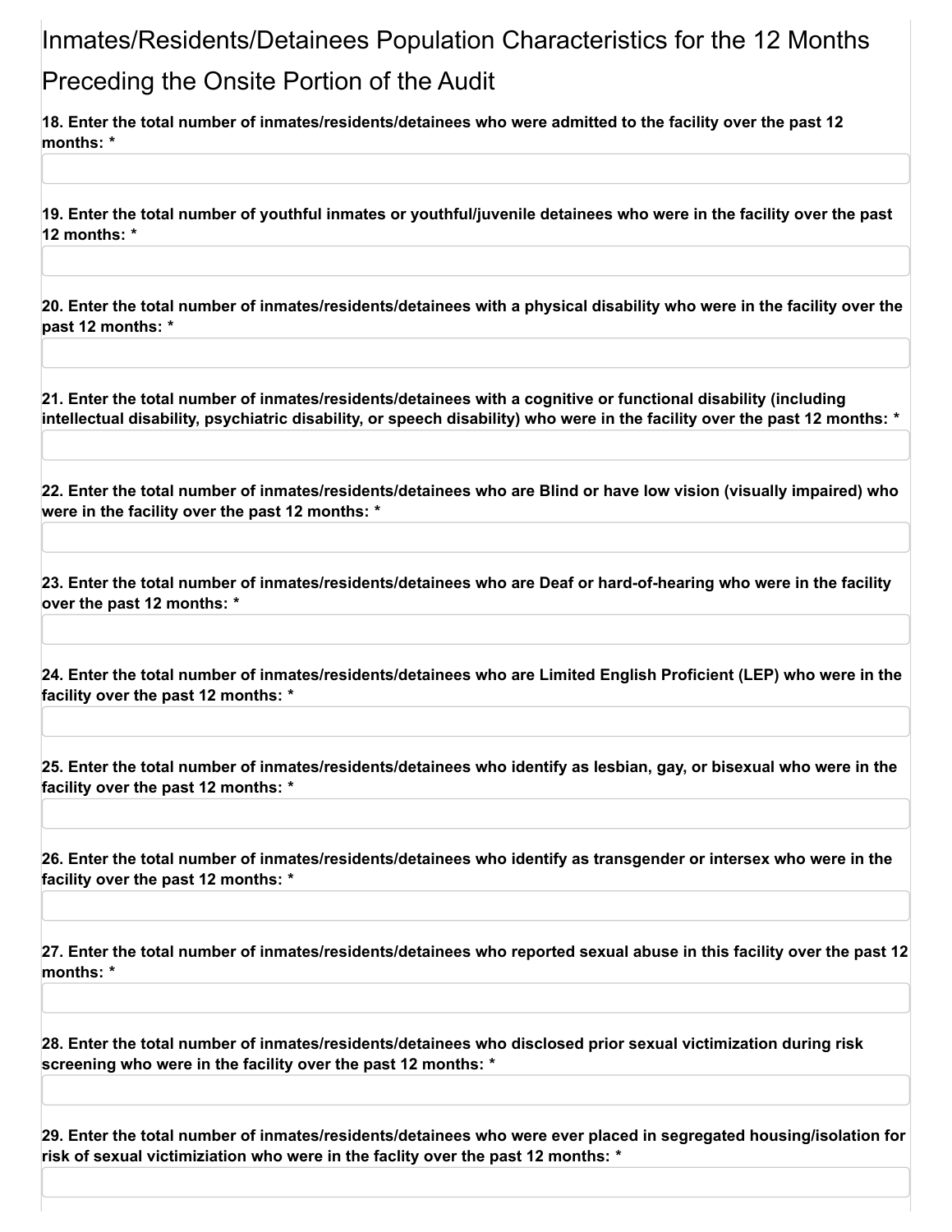# Inmates/Residents/Detainees Population Characteristics for the 12 Months Preceding the Onsite Portion of the Audit

**18. Enter the total number of inmates/residents/detainees who were admitted to the facility over the past 12 months: ***

**19. Enter the total number of youthful inmates or youthful/juvenile detainees who were in the facility over the past 12 months: ***

**20. Enter the total number of inmates/residents/detainees with a physical disability who were in the facility over the past 12 months: ***

**21. Enter the total number of inmates/residents/detainees with a cognitive or functional disability (including intellectual disability, psychiatric disability, or speech disability) who were in the facility over the past 12 months: ***

**22. Enter the total number of inmates/residents/detainees who are Blind or have low vision (visually impaired) who were in the facility over the past 12 months: ***

**23. Enter the total number of inmates/residents/detainees who are Deaf or hard-of-hearing who were in the facility over the past 12 months: ***

**24. Enter the total number of inmates/residents/detainees who are Limited English Proficient (LEP) who were in the facility over the past 12 months: ***

**25. Enter the total number of inmates/residents/detainees who identify as lesbian, gay, or bisexual who were in the facility over the past 12 months: ***

**26. Enter the total number of inmates/residents/detainees who identify as transgender or intersex who were in the facility over the past 12 months: ***

**27. Enter the total number of inmates/residents/detainees who reported sexual abuse in this facility over the past 12 months: ***

**28. Enter the total number of inmates/residents/detainees who disclosed prior sexual victimization during risk screening who were in the facility over the past 12 months: ***

**29. Enter the total number of inmates/residents/detainees who were ever placed in segregated housing/isolation for risk of sexual victimiziation who were in the faclity over the past 12 months: ***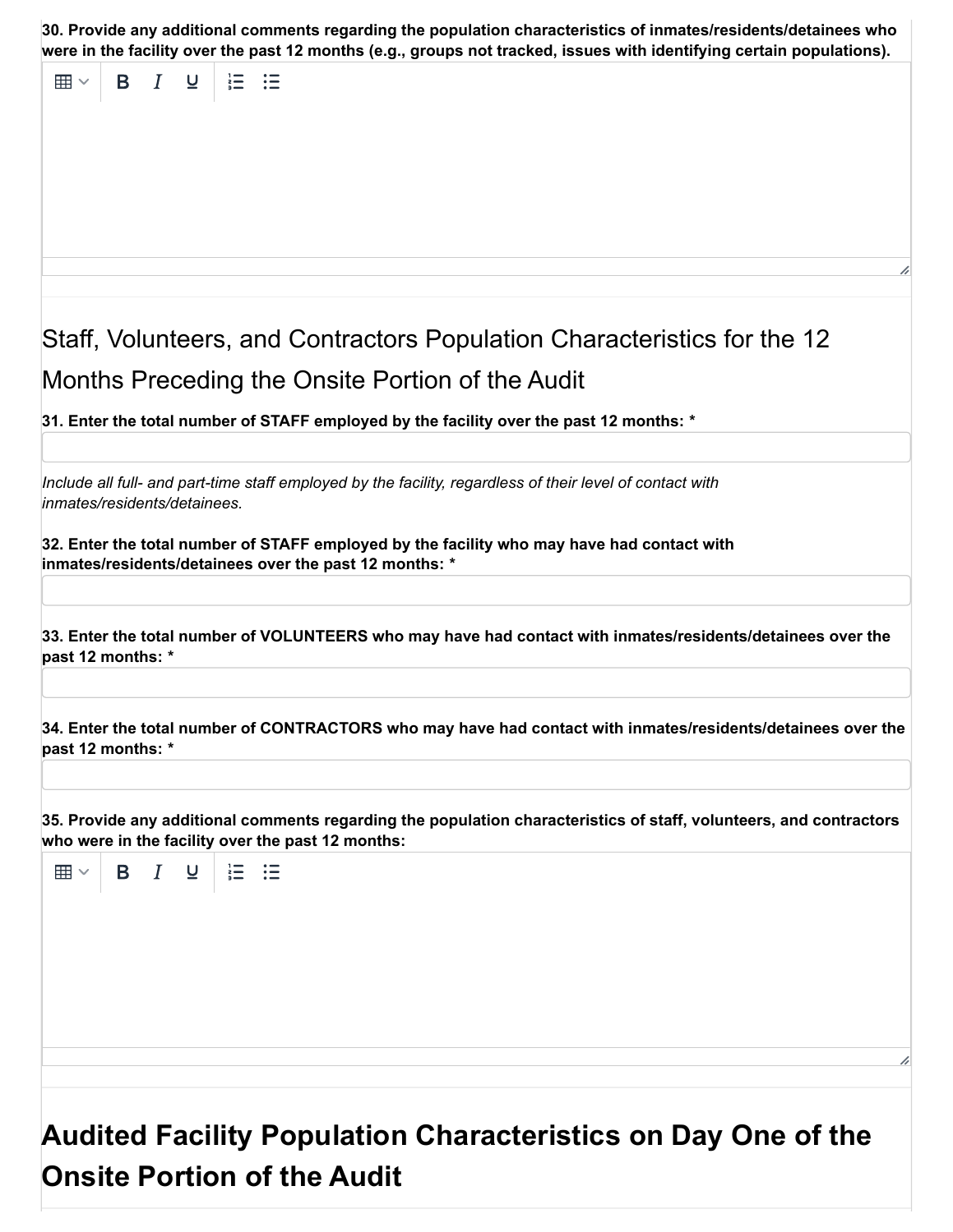**30. Provide any additional comments regarding the population characteristics of inmates/residents/detainees who were in the facility over the past 12 months (e.g., groups not tracked, issues with identifying certain populations).**

## Staff, Volunteers, and Contractors Population Characteristics for the 12 Months Preceding the Onsite Portion of the Audit

**31. Enter the total number of STAFF employed by the facility over the past 12 months: ***

*Include all full- and part-time staff employed by the facility, regardless of their level of contact with inmates/residents/detainees.*

**32. Enter the total number of STAFF employed by the facility who may have had contact with inmates/residents/detainees over the past 12 months: ***

**33. Enter the total number of VOLUNTEERS who may have had contact with inmates/residents/detainees over the past 12 months: ***

**34. Enter the total number of CONTRACTORS who may have had contact with inmates/residents/detainees over the past 12 months: ***

**35. Provide any additional comments regarding the population characteristics of staff, volunteers, and contractors who were in the facility over the past 12 months:**

# Audited Facility Population Characteristics on Day One of the Onsite Portion of the Audit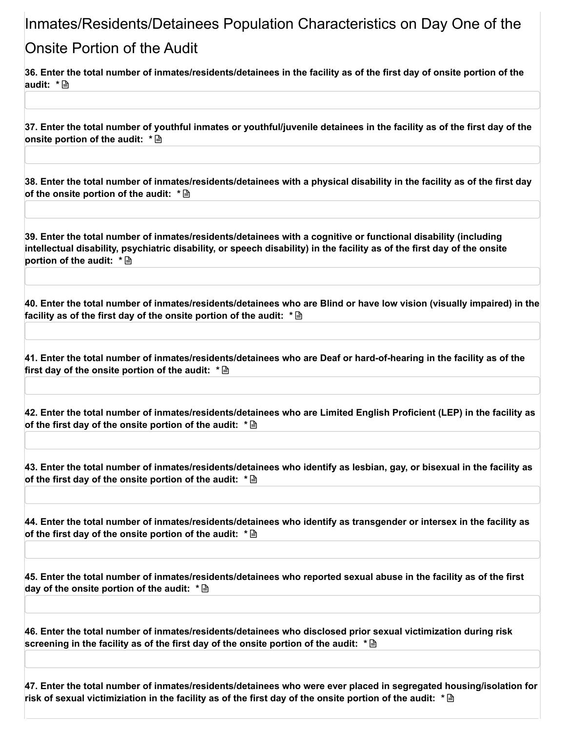## Inmates/Residents/Detainees Population Characteristics on Day One of the Onsite Portion of the Audit

**36. Enter the total number of inmates/residents/detainees in the facility as of the first day of onsite portion of the audit: ***

**37. Enter the total number of youthful inmates or youthful/juvenile detainees in the facility as of the first day of the onsite portion of the audit: ***

**38. Enter the total number of inmates/residents/detainees with a physical disability in the facility as of the first day of the onsite portion of the audit: ***

**39. Enter the total number of inmates/residents/detainees with a cognitive or functional disability (including intellectual disability, psychiatric disability, or speech disability) in the facility as of the first day of the onsite portion of the audit: ***

**40. Enter the total number of inmates/residents/detainees who are Blind or have low vision (visually impaired) in the facility as of the first day of the onsite portion of the audit: ***

**41. Enter the total number of inmates/residents/detainees who are Deaf or hard-of-hearing in the facility as of the first day of the onsite portion of the audit: ***

**42. Enter the total number of inmates/residents/detainees who are Limited English Proficient (LEP) in the facility as of the first day of the onsite portion of the audit: ***

**43. Enter the total number of inmates/residents/detainees who identify as lesbian, gay, or bisexual in the facility as of the first day of the onsite portion of the audit: ***

**44. Enter the total number of inmates/residents/detainees who identify as transgender or intersex in the facility as of the first day of the onsite portion of the audit: ***

**45. Enter the total number of inmates/residents/detainees who reported sexual abuse in the facility as of the first day of the onsite portion of the audit: ***

**46. Enter the total number of inmates/residents/detainees who disclosed prior sexual victimization during risk screening in the facility as of the first day of the onsite portion of the audit: ***

**47. Enter the total number of inmates/residents/detainees who were ever placed in segregated housing/isolation for risk of sexual victimiziation in the facility as of the first day of the onsite portion of the audit: ***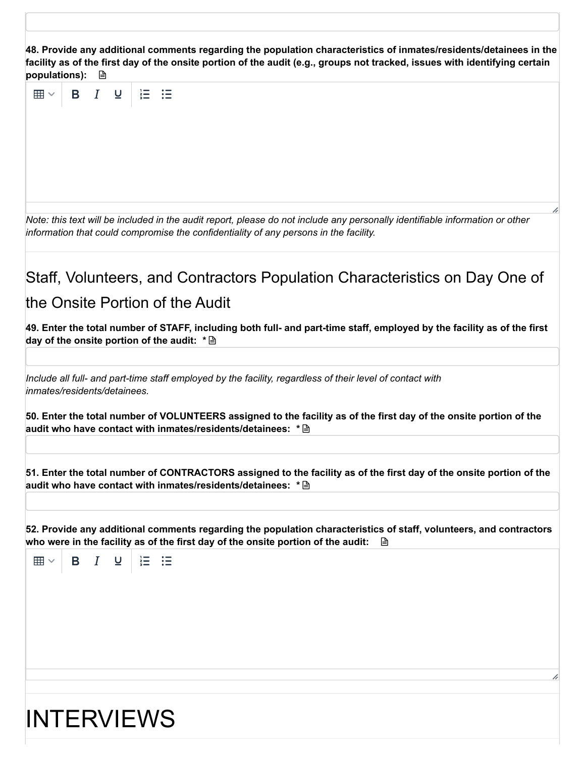**48. Provide any additional comments regarding the population characteristics of inmates/residents/detainees in the facility as of the first day of the onsite portion of the audit (e.g., groups not tracked, issues with identifying certain populations):**

*Note: this text will be included in the audit report, please do not include any personally identifiable information or other information that could compromise the confidentiality of any persons in the facility.*

## Staff, Volunteers, and Contractors Population Characteristics on Day One of the Onsite Portion of the Audit

**49. Enter the total number of STAFF, including both full- and part-time staff, employed by the facility as of the first day of the onsite portion of the audit: ***

*Include all full- and part-time staff employed by the facility, regardless of their level of contact with inmates/residents/detainees.*

**50. Enter the total number of VOLUNTEERS assigned to the facility as of the first day of the onsite portion of the audit who have contact with inmates/residents/detainees: ***

**51. Enter the total number of CONTRACTORS assigned to the facility as of the first day of the onsite portion of the audit who have contact with inmates/residents/detainees: ***

**52. Provide any additional comments regarding the population characteristics of staff, volunteers, and contractors who were in the facility as of the first day of the onsite portion of the audit:**

# INTERVIEWS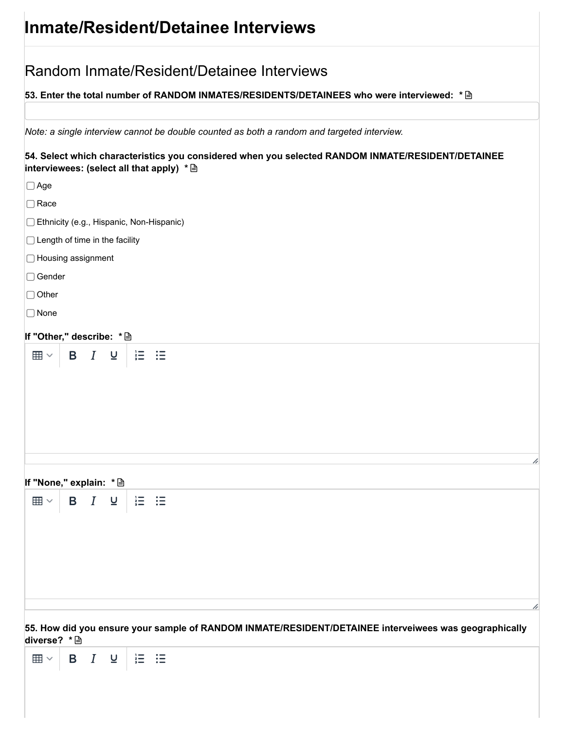# Inmate/Resident/Detainee Interviews

## Random Inmate/Resident/Detainee Interviews

**53. Enter the total number of RANDOM INMATES/RESIDENTS/DETAINEES who were interviewed: ***

*Note: a single interview cannot be double counted as both a random and targeted interview.*

**54. Select which characteristics you considered when you selected RANDOM INMATE/RESIDENT/DETAINEE interviewees: (select all that apply) ***

- ☐ Age
- ☐ Race
- ☐ Ethnicity (e.g., Hispanic, Non-Hispanic)
- ☐ Length of time in the facility
- ☐ Housing assignment
- ☐ Gender
- ☐ Other
- ☐ None

**If "Other," describe: ***

**If "None," explain: ***

**55. How did you ensure your sample of RANDOM INMATE/RESIDENT/DETAINEE interveiwees was geographically diverse? ***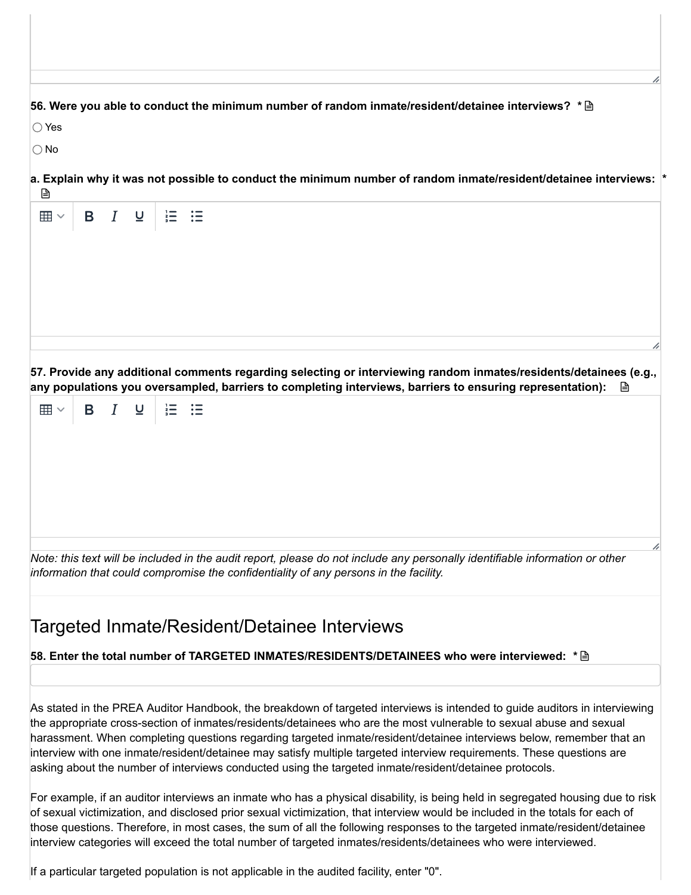**56. Were you able to conduct the minimum number of random inmate/resident/detainee interviews?** *

○ Yes

○ No

**a. Explain why it was not possible to conduct the minimum number of random inmate/resident/detainee interviews:** *

**57. Provide any additional comments regarding selecting or interviewing random inmates/residents/detainees (e.g., any populations you oversampled, barriers to completing interviews, barriers to ensuring representation):**

*Note: this text will be included in the audit report, please do not include any personally identifiable information or other information that could compromise the confidentiality of any persons in the facility.*

## Targeted Inmate/Resident/Detainee Interviews

**58. Enter the total number of TARGETED INMATES/RESIDENTS/DETAINEES who were interviewed:** *

As stated in the PREA Auditor Handbook, the breakdown of targeted interviews is intended to guide auditors in interviewing the appropriate cross-section of inmates/residents/detainees who are the most vulnerable to sexual abuse and sexual harassment. When completing questions regarding targeted inmate/resident/detainee interviews below, remember that an interview with one inmate/resident/detainee may satisfy multiple targeted interview requirements. These questions are asking about the number of interviews conducted using the targeted inmate/resident/detainee protocols.

For example, if an auditor interviews an inmate who has a physical disability, is being held in segregated housing due to risk of sexual victimization, and disclosed prior sexual victimization, that interview would be included in the totals for each of those questions. Therefore, in most cases, the sum of all the following responses to the targeted inmate/resident/detainee interview categories will exceed the total number of targeted inmates/residents/detainees who were interviewed.

If a particular targeted population is not applicable in the audited facility, enter "0".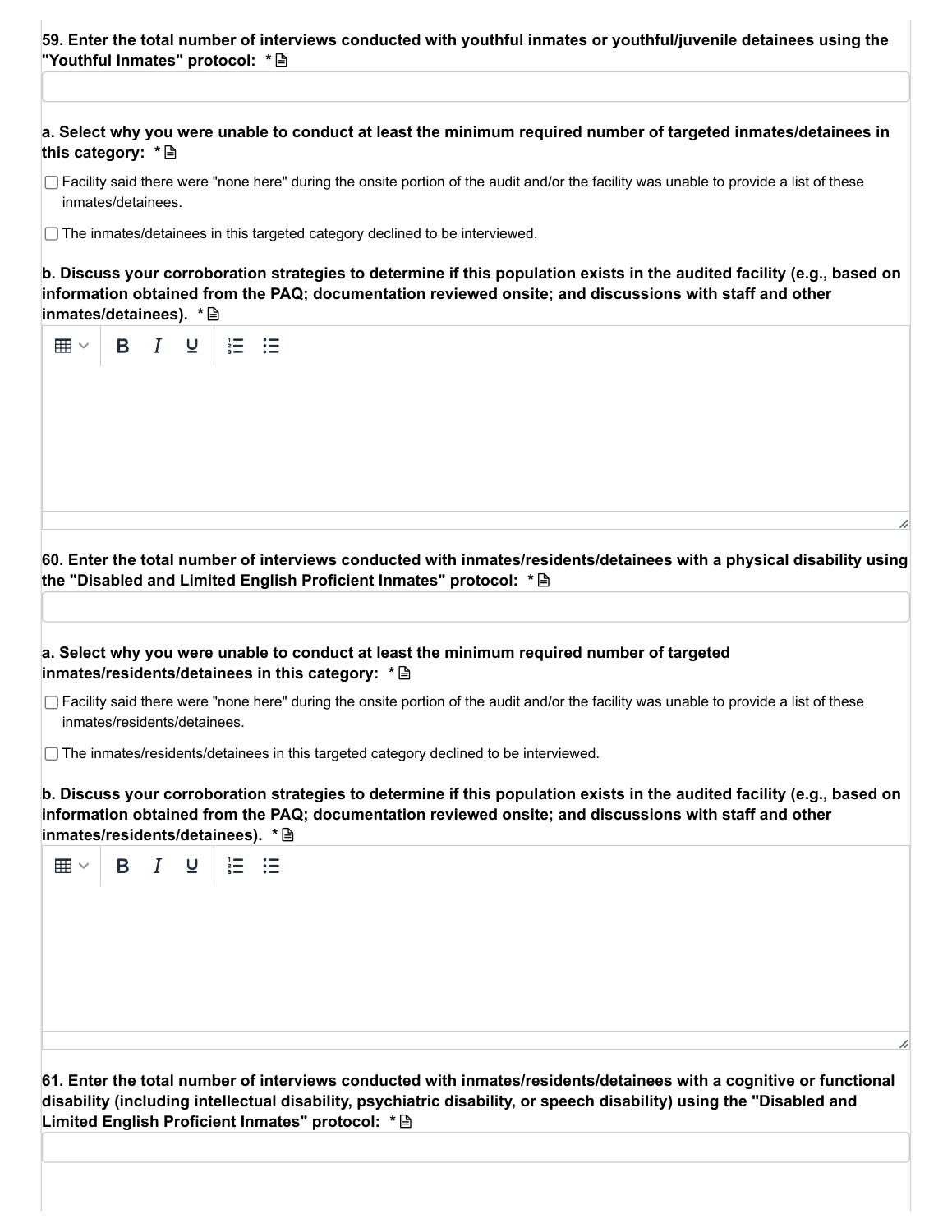**59. Enter the total number of interviews conducted with youthful inmates or youthful/juvenile detainees using the "Youthful Inmates" protocol: ***

**a. Select why you were unable to conduct at least the minimum required number of targeted inmates/detainees in this category: ***

- [ ] Facility said there were "none here" during the onsite portion of the audit and/or the facility was unable to provide a list of these inmates/detainees.
- [ ] The inmates/detainees in this targeted category declined to be interviewed.

**b. Discuss your corroboration strategies to determine if this population exists in the audited facility (e.g., based on information obtained from the PAQ; documentation reviewed onsite; and discussions with staff and other inmates/detainees). ***

**60. Enter the total number of interviews conducted with inmates/residents/detainees with a physical disability using the "Disabled and Limited English Proficient Inmates" protocol: ***

**a. Select why you were unable to conduct at least the minimum required number of targeted inmates/residents/detainees in this category: ***

- [ ] Facility said there were "none here" during the onsite portion of the audit and/or the facility was unable to provide a list of these inmates/residents/detainees.
- [ ] The inmates/residents/detainees in this targeted category declined to be interviewed.

**b. Discuss your corroboration strategies to determine if this population exists in the audited facility (e.g., based on information obtained from the PAQ; documentation reviewed onsite; and discussions with staff and other inmates/residents/detainees). ***

**61. Enter the total number of interviews conducted with inmates/residents/detainees with a cognitive or functional disability (including intellectual disability, psychiatric disability, or speech disability) using the "Disabled and Limited English Proficient Inmates" protocol: ***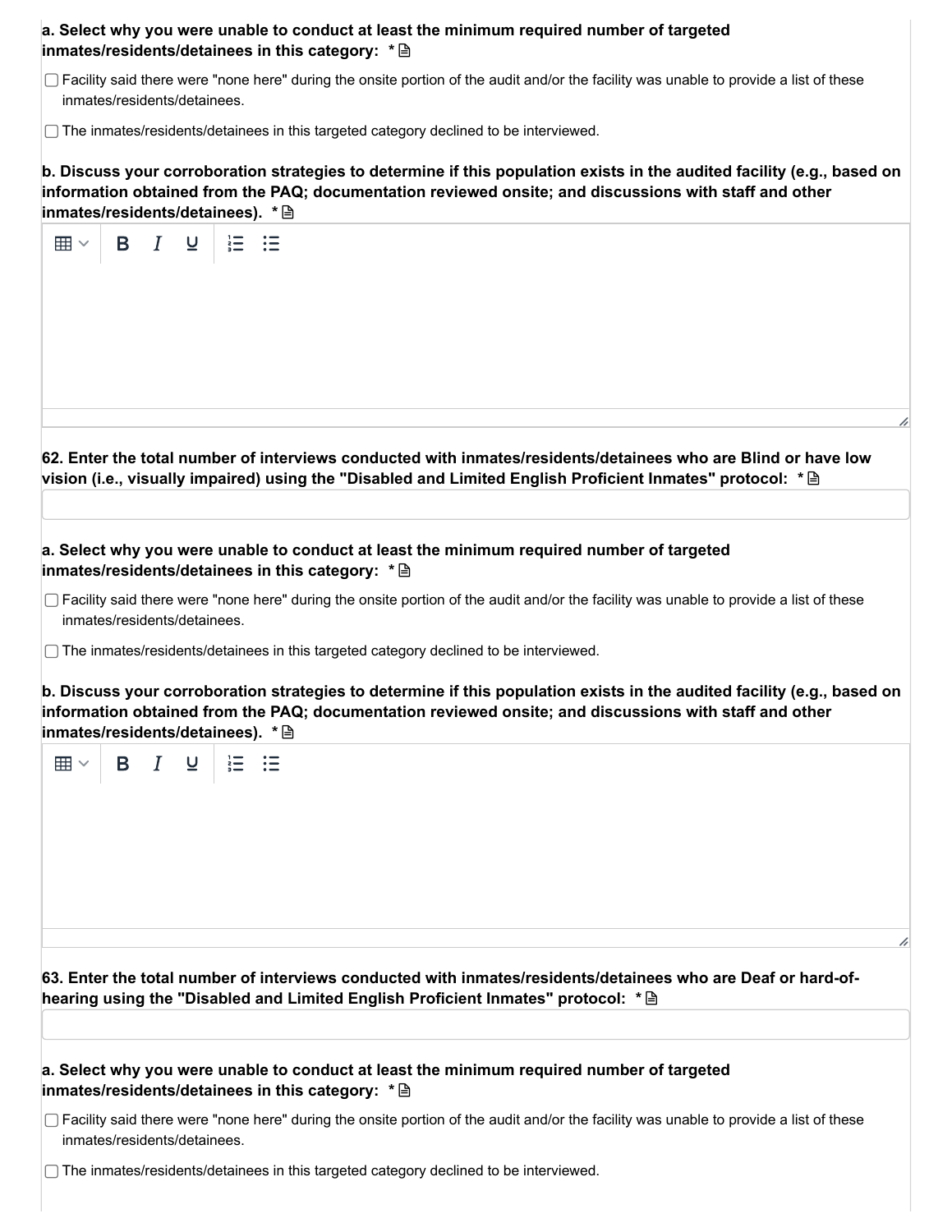**a. Select why you were unable to conduct at least the minimum required number of targeted inmates/residents/detainees in this category:** *

- [ ] Facility said there were "none here" during the onsite portion of the audit and/or the facility was unable to provide a list of these inmates/residents/detainees.
- [ ] The inmates/residents/detainees in this targeted category declined to be interviewed.

**b. Discuss your corroboration strategies to determine if this population exists in the audited facility (e.g., based on information obtained from the PAQ; documentation reviewed onsite; and discussions with staff and other inmates/residents/detainees).** *

**62. Enter the total number of interviews conducted with inmates/residents/detainees who are Blind or have low vision (i.e., visually impaired) using the "Disabled and Limited English Proficient Inmates" protocol:** *

**a. Select why you were unable to conduct at least the minimum required number of targeted inmates/residents/detainees in this category:** *

- [ ] Facility said there were "none here" during the onsite portion of the audit and/or the facility was unable to provide a list of these inmates/residents/detainees.
- [ ] The inmates/residents/detainees in this targeted category declined to be interviewed.

**b. Discuss your corroboration strategies to determine if this population exists in the audited facility (e.g., based on information obtained from the PAQ; documentation reviewed onsite; and discussions with staff and other inmates/residents/detainees).** *

**63. Enter the total number of interviews conducted with inmates/residents/detainees who are Deaf or hard-of-hearing using the "Disabled and Limited English Proficient Inmates" protocol:** *

**a. Select why you were unable to conduct at least the minimum required number of targeted inmates/residents/detainees in this category:** *

- [ ] Facility said there were "none here" during the onsite portion of the audit and/or the facility was unable to provide a list of these inmates/residents/detainees.
- [ ] The inmates/residents/detainees in this targeted category declined to be interviewed.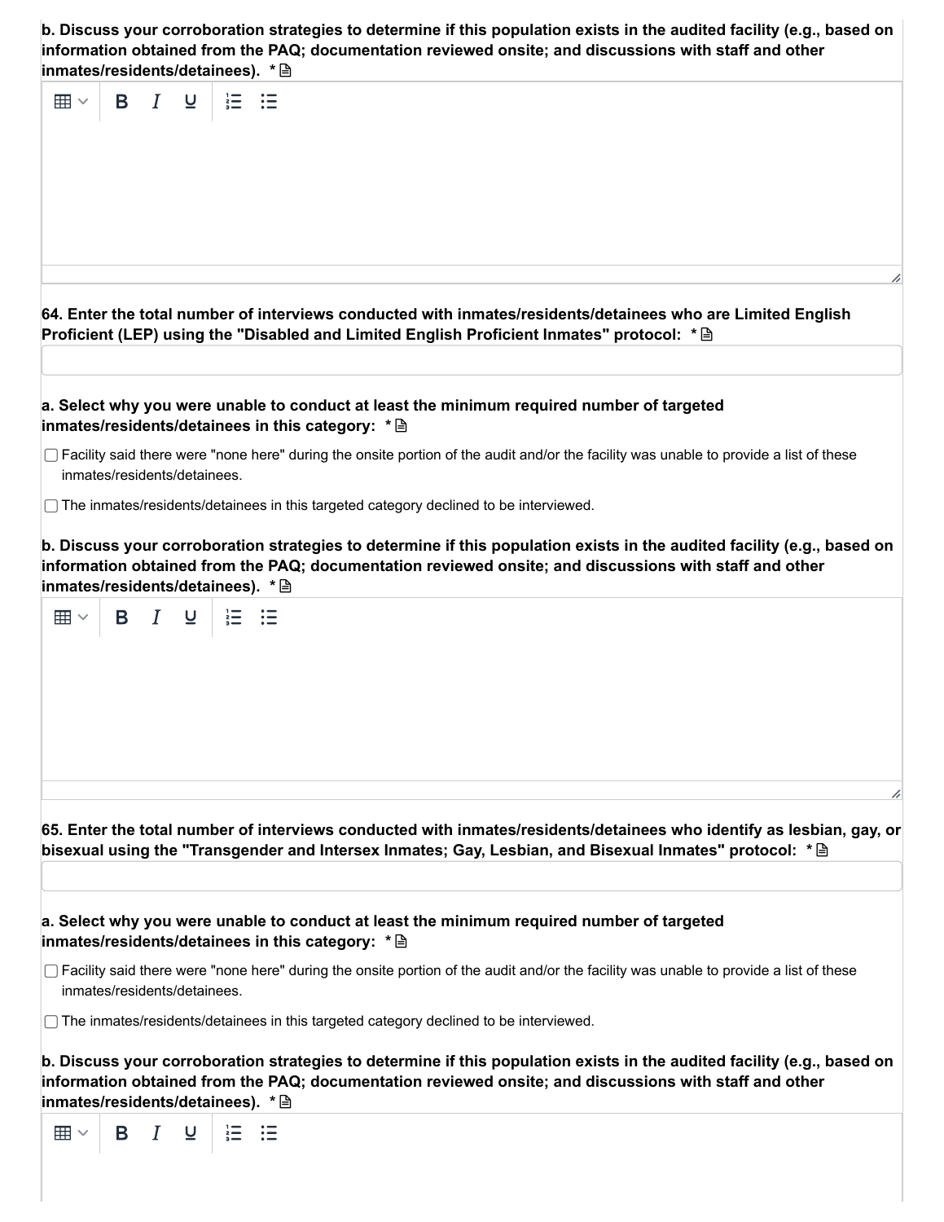**b. Discuss your corroboration strategies to determine if this population exists in the audited facility (e.g., based on information obtained from the PAQ; documentation reviewed onsite; and discussions with staff and other inmates/residents/detainees).** *

**64. Enter the total number of interviews conducted with inmates/residents/detainees who are Limited English Proficient (LEP) using the "Disabled and Limited English Proficient Inmates" protocol:** *

**a. Select why you were unable to conduct at least the minimum required number of targeted inmates/residents/detainees in this category:** *

- [ ] Facility said there were "none here" during the onsite portion of the audit and/or the facility was unable to provide a list of these inmates/residents/detainees.
- [ ] The inmates/residents/detainees in this targeted category declined to be interviewed.

**b. Discuss your corroboration strategies to determine if this population exists in the audited facility (e.g., based on information obtained from the PAQ; documentation reviewed onsite; and discussions with staff and other inmates/residents/detainees).** *

**65. Enter the total number of interviews conducted with inmates/residents/detainees who identify as lesbian, gay, or bisexual using the "Transgender and Intersex Inmates; Gay, Lesbian, and Bisexual Inmates" protocol:** *

**a. Select why you were unable to conduct at least the minimum required number of targeted inmates/residents/detainees in this category:** *

- [ ] Facility said there were "none here" during the onsite portion of the audit and/or the facility was unable to provide a list of these inmates/residents/detainees.
- [ ] The inmates/residents/detainees in this targeted category declined to be interviewed.

**b. Discuss your corroboration strategies to determine if this population exists in the audited facility (e.g., based on information obtained from the PAQ; documentation reviewed onsite; and discussions with staff and other inmates/residents/detainees).** *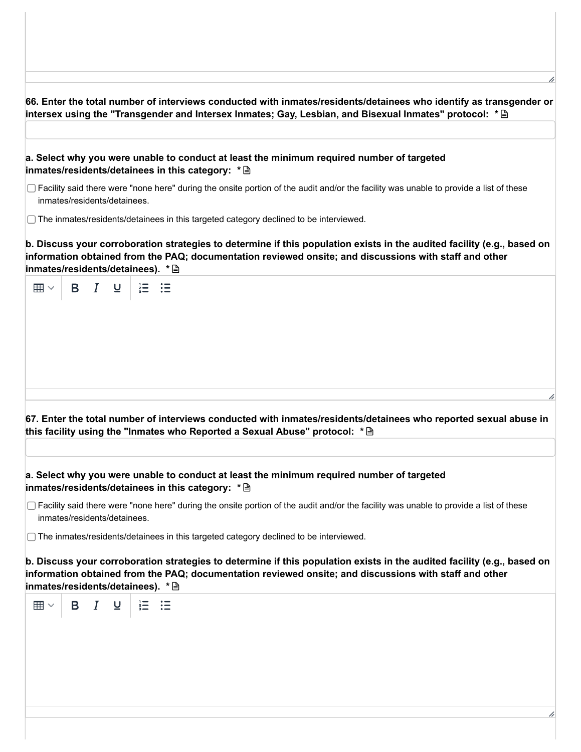**66. Enter the total number of interviews conducted with inmates/residents/detainees who identify as transgender or intersex using the "Transgender and Intersex Inmates; Gay, Lesbian, and Bisexual Inmates" protocol: ***

**a. Select why you were unable to conduct at least the minimum required number of targeted inmates/residents/detainees in this category: ***

- [ ] Facility said there were "none here" during the onsite portion of the audit and/or the facility was unable to provide a list of these inmates/residents/detainees.
- [ ] The inmates/residents/detainees in this targeted category declined to be interviewed.

**b. Discuss your corroboration strategies to determine if this population exists in the audited facility (e.g., based on information obtained from the PAQ; documentation reviewed onsite; and discussions with staff and other inmates/residents/detainees). ***

**67. Enter the total number of interviews conducted with inmates/residents/detainees who reported sexual abuse in this facility using the "Inmates who Reported a Sexual Abuse" protocol: ***

**a. Select why you were unable to conduct at least the minimum required number of targeted inmates/residents/detainees in this category: ***

- [ ] Facility said there were "none here" during the onsite portion of the audit and/or the facility was unable to provide a list of these inmates/residents/detainees.
- [ ] The inmates/residents/detainees in this targeted category declined to be interviewed.

**b. Discuss your corroboration strategies to determine if this population exists in the audited facility (e.g., based on information obtained from the PAQ; documentation reviewed onsite; and discussions with staff and other inmates/residents/detainees). ***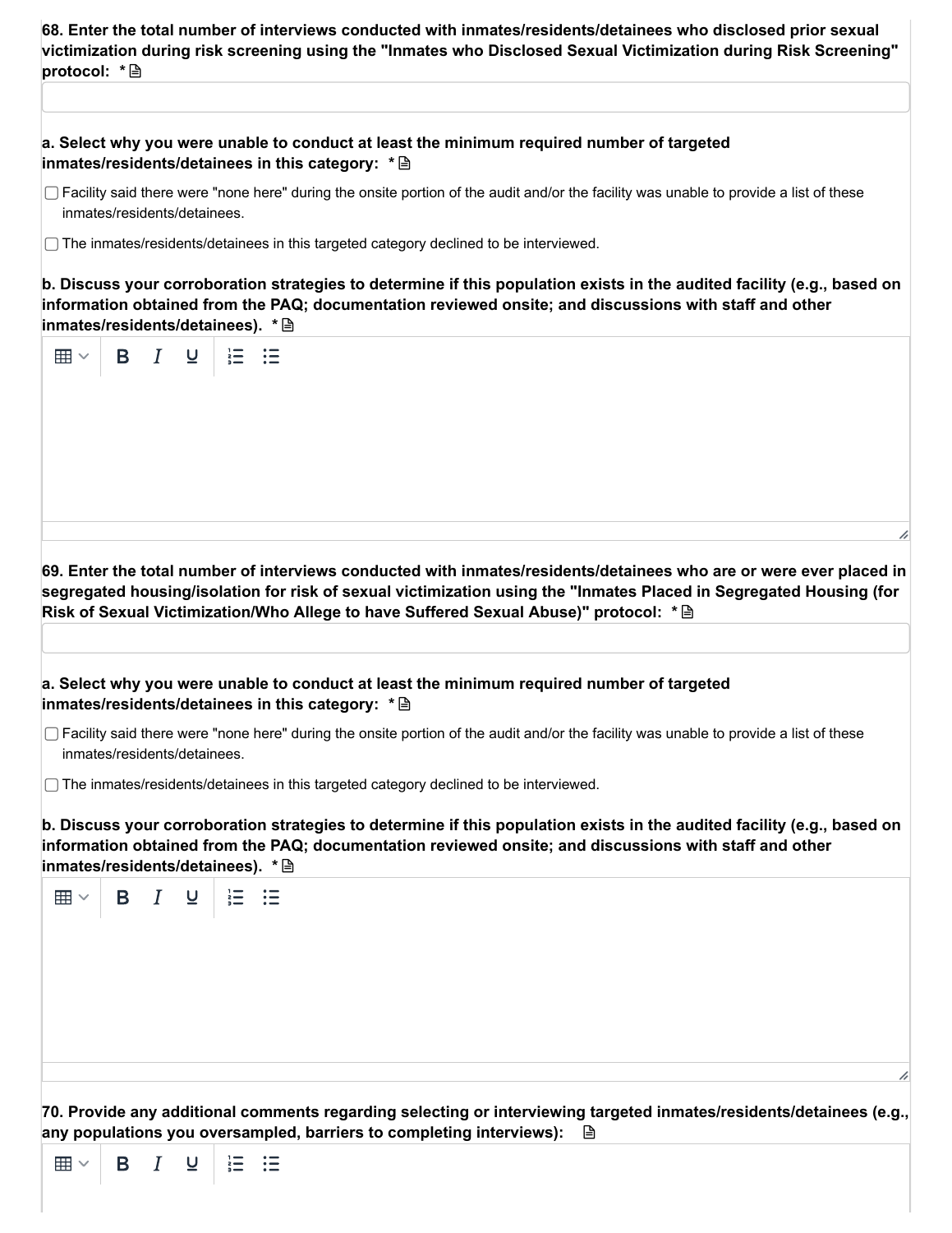**68. Enter the total number of interviews conducted with inmates/residents/detainees who disclosed prior sexual victimization during risk screening using the "Inmates who Disclosed Sexual Victimization during Risk Screening" protocol: ***

**a. Select why you were unable to conduct at least the minimum required number of targeted inmates/residents/detainees in this category: ***

- ☐ Facility said there were "none here" during the onsite portion of the audit and/or the facility was unable to provide a list of these inmates/residents/detainees.
- ☐ The inmates/residents/detainees in this targeted category declined to be interviewed.

**b. Discuss your corroboration strategies to determine if this population exists in the audited facility (e.g., based on information obtained from the PAQ; documentation reviewed onsite; and discussions with staff and other inmates/residents/detainees). ***

**69. Enter the total number of interviews conducted with inmates/residents/detainees who are or were ever placed in segregated housing/isolation for risk of sexual victimization using the "Inmates Placed in Segregated Housing (for Risk of Sexual Victimization/Who Allege to have Suffered Sexual Abuse)" protocol: ***

**a. Select why you were unable to conduct at least the minimum required number of targeted inmates/residents/detainees in this category: ***

- ☐ Facility said there were "none here" during the onsite portion of the audit and/or the facility was unable to provide a list of these inmates/residents/detainees.
- ☐ The inmates/residents/detainees in this targeted category declined to be interviewed.

**b. Discuss your corroboration strategies to determine if this population exists in the audited facility (e.g., based on information obtained from the PAQ; documentation reviewed onsite; and discussions with staff and other inmates/residents/detainees). ***

**70. Provide any additional comments regarding selecting or interviewing targeted inmates/residents/detainees (e.g., any populations you oversampled, barriers to completing interviews):**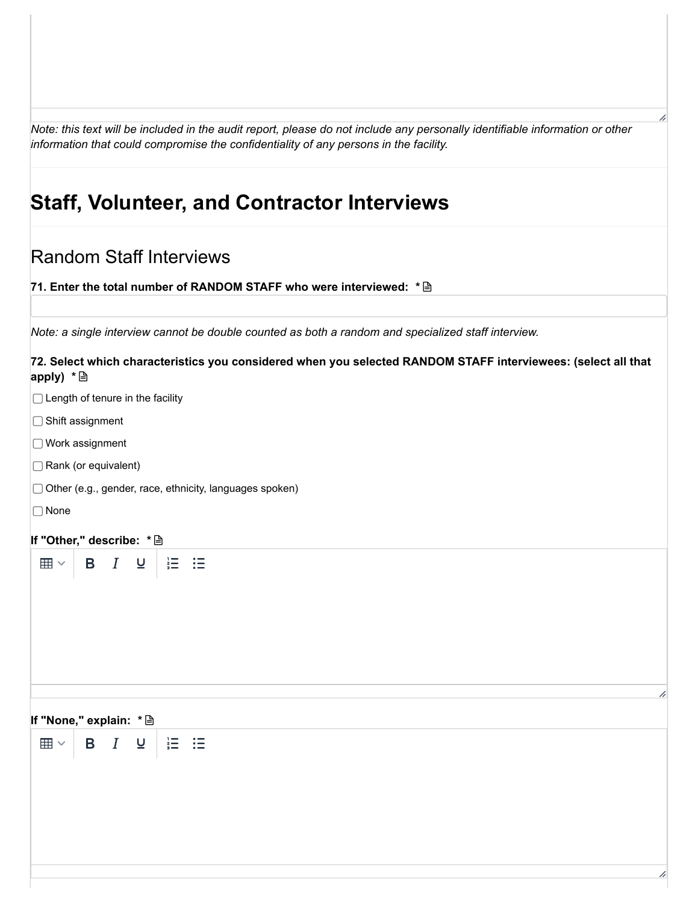*Note: this text will be included in the audit report, please do not include any personally identifiable information or other information that could compromise the confidentiality of any persons in the facility.*

# Staff, Volunteer, and Contractor Interviews

## Random Staff Interviews

**71. Enter the total number of RANDOM STAFF who were interviewed: ***

*Note: a single interview cannot be double counted as both a random and specialized staff interview.*

**72. Select which characteristics you considered when you selected RANDOM STAFF interviewees: (select all that apply) ***

- ☐ Length of tenure in the facility
- ☐ Shift assignment
- ☐ Work assignment
- ☐ Rank (or equivalent)
- ☐ Other (e.g., gender, race, ethnicity, languages spoken)
- ☐ None

**If "Other," describe: ***

**If "None," explain: ***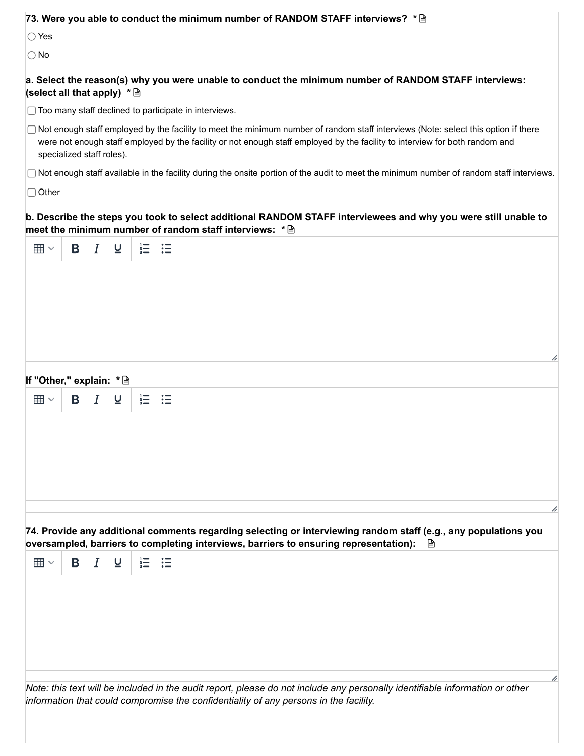**73. Were you able to conduct the minimum number of RANDOM STAFF interviews? ***

- ◯ Yes
- ◯ No

**a. Select the reason(s) why you were unable to conduct the minimum number of RANDOM STAFF interviews: (select all that apply) ***

- ☐ Too many staff declined to participate in interviews.
- ☐ Not enough staff employed by the facility to meet the minimum number of random staff interviews (Note: select this option if there were not enough staff employed by the facility or not enough staff employed by the facility to interview for both random and specialized staff roles).
- ☐ Not enough staff available in the facility during the onsite portion of the audit to meet the minimum number of random staff interviews.
- ☐ Other

**b. Describe the steps you took to select additional RANDOM STAFF interviewees and why you were still unable to meet the minimum number of random staff interviews: ***

**If "Other," explain: ***

**74. Provide any additional comments regarding selecting or interviewing random staff (e.g., any populations you oversampled, barriers to completing interviews, barriers to ensuring representation):**

*Note: this text will be included in the audit report, please do not include any personally identifiable information or other information that could compromise the confidentiality of any persons in the facility.*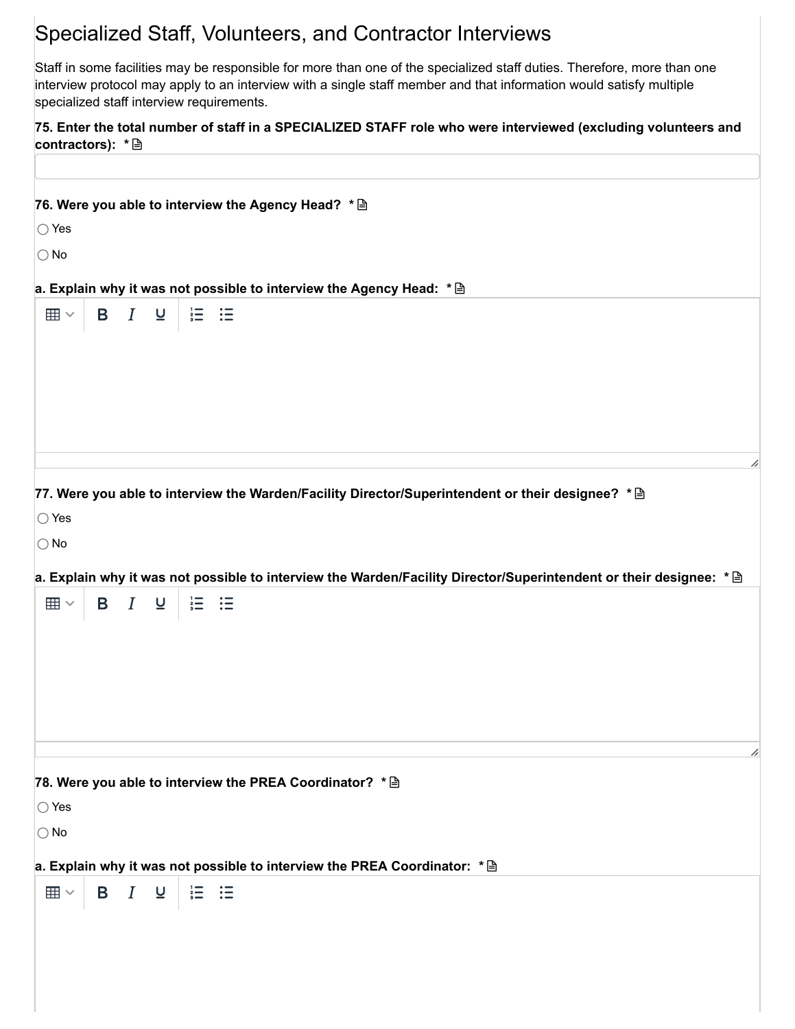# Specialized Staff, Volunteers, and Contractor Interviews

Staff in some facilities may be responsible for more than one of the specialized staff duties. Therefore, more than one interview protocol may apply to an interview with a single staff member and that information would satisfy multiple specialized staff interview requirements.

**75. Enter the total number of staff in a SPECIALIZED STAFF role who were interviewed (excluding volunteers and contractors): ***

**76. Were you able to interview the Agency Head? ***

- ○ Yes
- ○ No

**a. Explain why it was not possible to interview the Agency Head: ***

**77. Were you able to interview the Warden/Facility Director/Superintendent or their designee? ***

- ○ Yes
- ○ No

**a. Explain why it was not possible to interview the Warden/Facility Director/Superintendent or their designee: ***

**78. Were you able to interview the PREA Coordinator? ***

- ○ Yes
- ○ No

**a. Explain why it was not possible to interview the PREA Coordinator: ***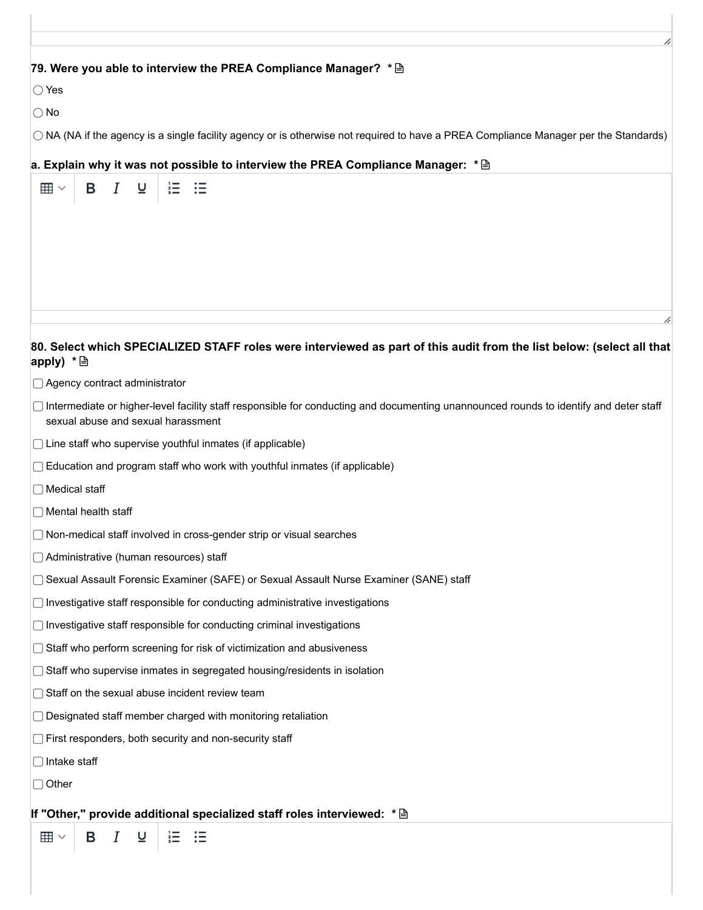**79. Were you able to interview the PREA Compliance Manager? ***

○ Yes

○ No

○ NA (NA if the agency is a single facility agency or is otherwise not required to have a PREA Compliance Manager per the Standards)

**a. Explain why it was not possible to interview the PREA Compliance Manager: ***

**80. Select which SPECIALIZED STAFF roles were interviewed as part of this audit from the list below: (select all that apply) ***

- [ ] Agency contract administrator
- [ ] Intermediate or higher-level facility staff responsible for conducting and documenting unannounced rounds to identify and deter staff sexual abuse and sexual harassment
- [ ] Line staff who supervise youthful inmates (if applicable)
- [ ] Education and program staff who work with youthful inmates (if applicable)
- [ ] Medical staff
- [ ] Mental health staff
- [ ] Non-medical staff involved in cross-gender strip or visual searches
- [ ] Administrative (human resources) staff
- [ ] Sexual Assault Forensic Examiner (SAFE) or Sexual Assault Nurse Examiner (SANE) staff
- [ ] Investigative staff responsible for conducting administrative investigations
- [ ] Investigative staff responsible for conducting criminal investigations
- [ ] Staff who perform screening for risk of victimization and abusiveness
- [ ] Staff who supervise inmates in segregated housing/residents in isolation
- [ ] Staff on the sexual abuse incident review team
- [ ] Designated staff member charged with monitoring retaliation
- [ ] First responders, both security and non-security staff
- [ ] Intake staff
- [ ] Other

**If "Other," provide additional specialized staff roles interviewed: ***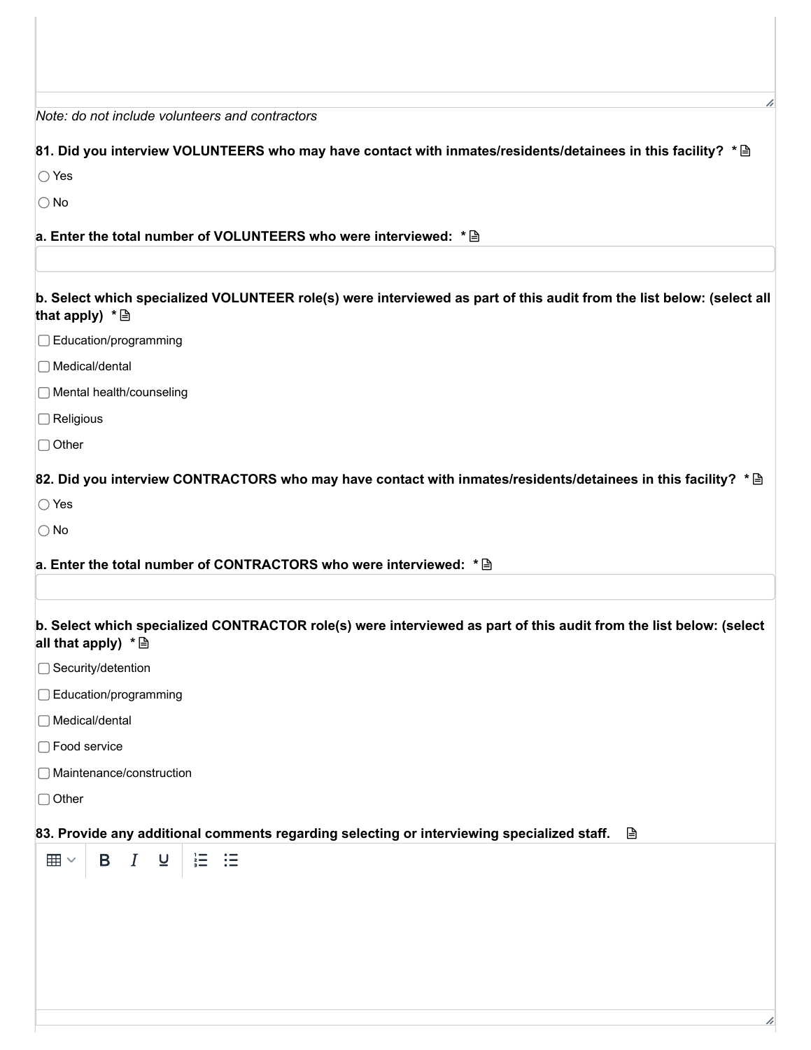*Note: do not include volunteers and contractors*

**81. Did you interview VOLUNTEERS who may have contact with inmates/residents/detainees in this facility? ***

○ Yes

○ No

**a. Enter the total number of VOLUNTEERS who were interviewed: ***

**b. Select which specialized VOLUNTEER role(s) were interviewed as part of this audit from the list below: (select all that apply) ***

☐ Education/programming

☐ Medical/dental

☐ Mental health/counseling

☐ Religious

☐ Other

**82. Did you interview CONTRACTORS who may have contact with inmates/residents/detainees in this facility? ***

○ Yes

○ No

**a. Enter the total number of CONTRACTORS who were interviewed: ***

**b. Select which specialized CONTRACTOR role(s) were interviewed as part of this audit from the list below: (select all that apply) ***

☐ Security/detention

☐ Education/programming

☐ Medical/dental

☐ Food service

☐ Maintenance/construction

☐ Other

**83. Provide any additional comments regarding selecting or interviewing specialized staff.**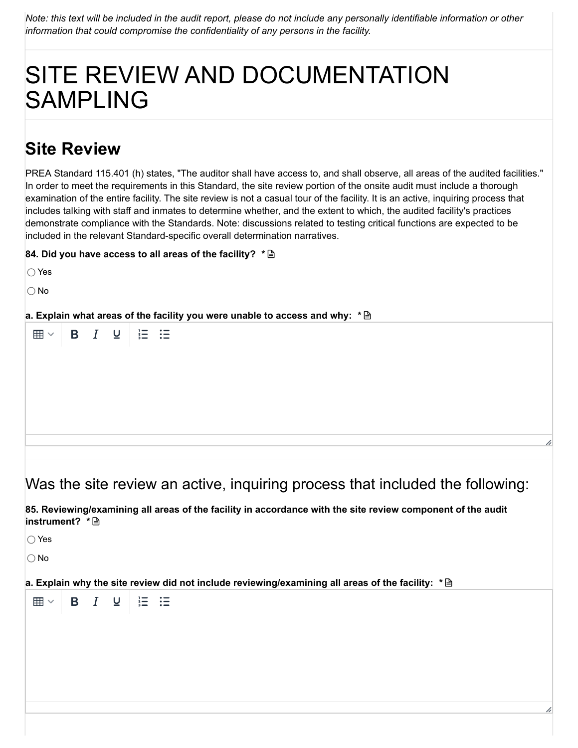*Note: this text will be included in the audit report, please do not include any personally identifiable information or other information that could compromise the confidentiality of any persons in the facility.*

# SITE REVIEW AND DOCUMENTATION SAMPLING

## Site Review

PREA Standard 115.401 (h) states, "The auditor shall have access to, and shall observe, all areas of the audited facilities." In order to meet the requirements in this Standard, the site review portion of the onsite audit must include a thorough examination of the entire facility. The site review is not a casual tour of the facility. It is an active, inquiring process that includes talking with staff and inmates to determine whether, and the extent to which, the audited facility's practices demonstrate compliance with the Standards. Note: discussions related to testing critical functions are expected to be included in the relevant Standard-specific overall determination narratives.

**84. Did you have access to all areas of the facility? ***

◯ Yes

◯ No

**a. Explain what areas of the facility you were unable to access and why: ***

## Was the site review an active, inquiring process that included the following:

**85. Reviewing/examining all areas of the facility in accordance with the site review component of the audit instrument? ***

◯ Yes

◯ No

**a. Explain why the site review did not include reviewing/examining all areas of the facility: ***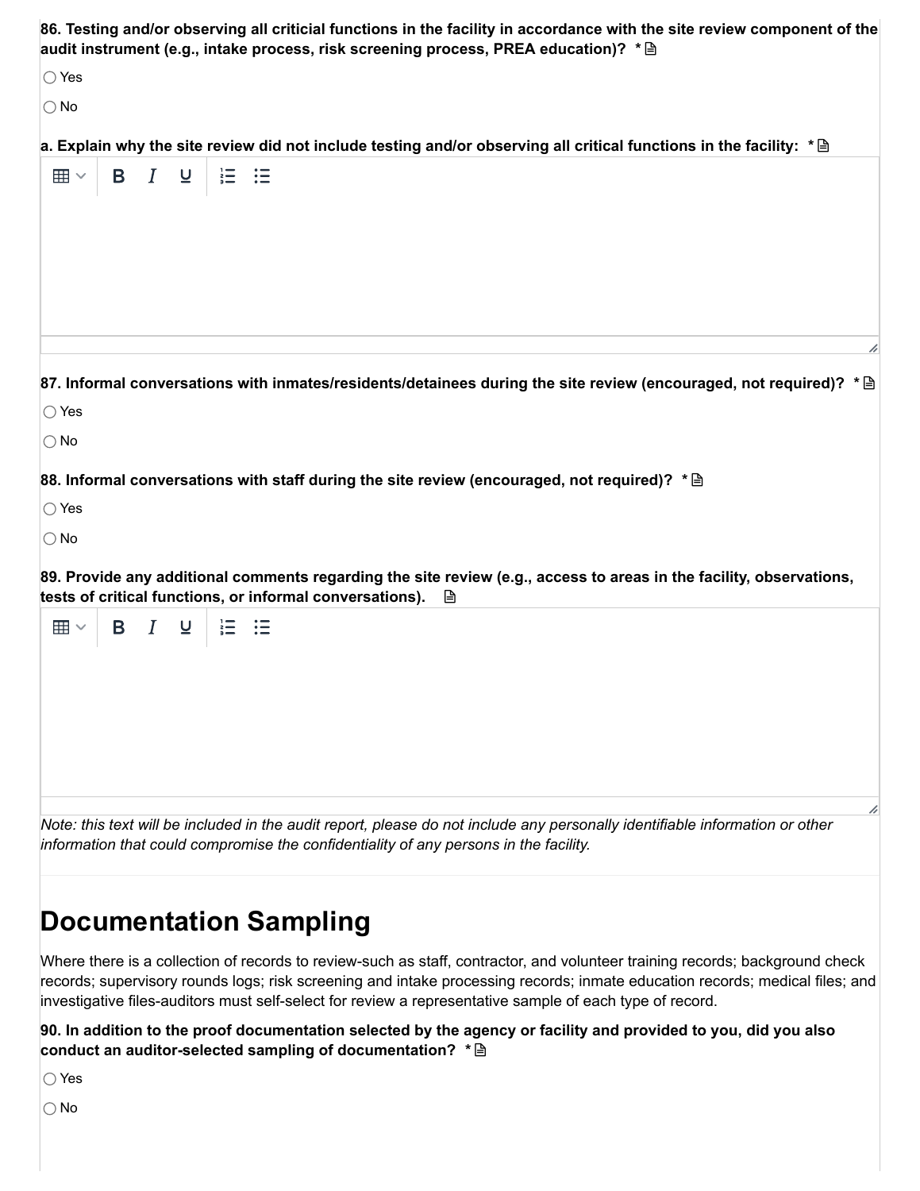**86. Testing and/or observing all criticial functions in the facility in accordance with the site review component of the audit instrument (e.g., intake process, risk screening process, PREA education)? ***

○ Yes

○ No

**a. Explain why the site review did not include testing and/or observing all critical functions in the facility: ***

**87. Informal conversations with inmates/residents/detainees during the site review (encouraged, not required)? ***

○ Yes

○ No

**88. Informal conversations with staff during the site review (encouraged, not required)? ***

○ Yes

○ No

**89. Provide any additional comments regarding the site review (e.g., access to areas in the facility, observations, tests of critical functions, or informal conversations).**

*Note: this text will be included in the audit report, please do not include any personally identifiable information or other information that could compromise the confidentiality of any persons in the facility.*

# Documentation Sampling

Where there is a collection of records to review-such as staff, contractor, and volunteer training records; background check records; supervisory rounds logs; risk screening and intake processing records; inmate education records; medical files; and investigative files-auditors must self-select for review a representative sample of each type of record.

**90. In addition to the proof documentation selected by the agency or facility and provided to you, did you also conduct an auditor-selected sampling of documentation? ***

○ Yes

○ No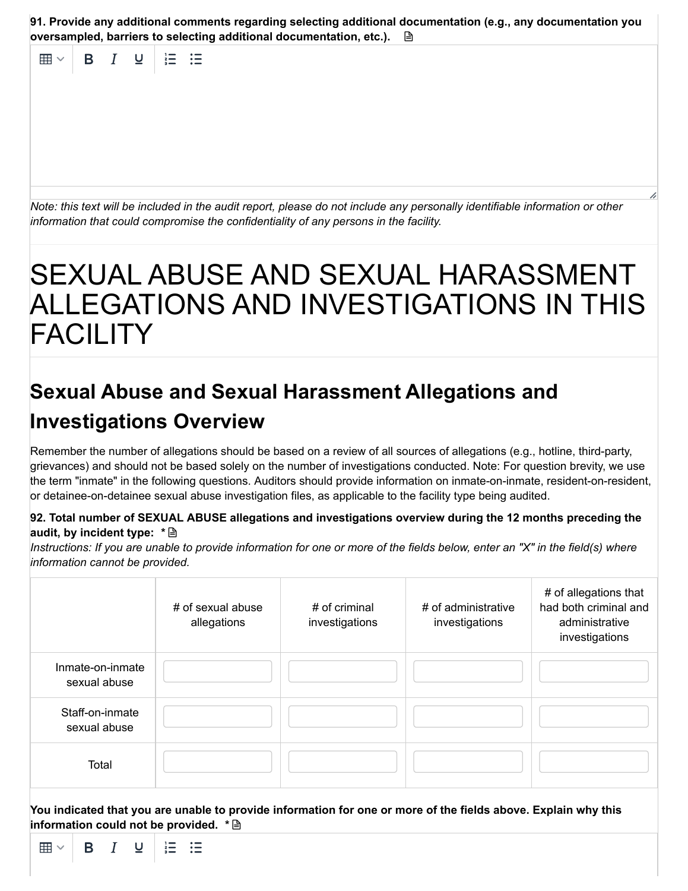**91. Provide any additional comments regarding selecting additional documentation (e.g., any documentation you oversampled, barriers to selecting additional documentation, etc.).**

*Note: this text will be included in the audit report, please do not include any personally identifiable information or other information that could compromise the confidentiality of any persons in the facility.*

# SEXUAL ABUSE AND SEXUAL HARASSMENT ALLEGATIONS AND INVESTIGATIONS IN THIS FACILITY

## Sexual Abuse and Sexual Harassment Allegations and Investigations Overview

Remember the number of allegations should be based on a review of all sources of allegations (e.g., hotline, third-party, grievances) and should not be based solely on the number of investigations conducted. Note: For question brevity, we use the term "inmate" in the following questions. Auditors should provide information on inmate-on-inmate, resident-on-resident, or detainee-on-detainee sexual abuse investigation files, as applicable to the facility type being audited.

**92. Total number of SEXUAL ABUSE allegations and investigations overview during the 12 months preceding the audit, by incident type: ***

*Instructions: If you are unable to provide information for one or more of the fields below, enter an "X" in the field(s) where information cannot be provided.*

| | # of sexual abuse allegations | # of criminal investigations | # of administrative investigations | # of allegations that had both criminal and administrative investigations |
|---|---|---|---|---|
| Inmate-on-inmate sexual abuse | | | | |
| Staff-on-inmate sexual abuse | | | | |
| Total | | | | |

**You indicated that you are unable to provide information for one or more of the fields above. Explain why this information could not be provided. ***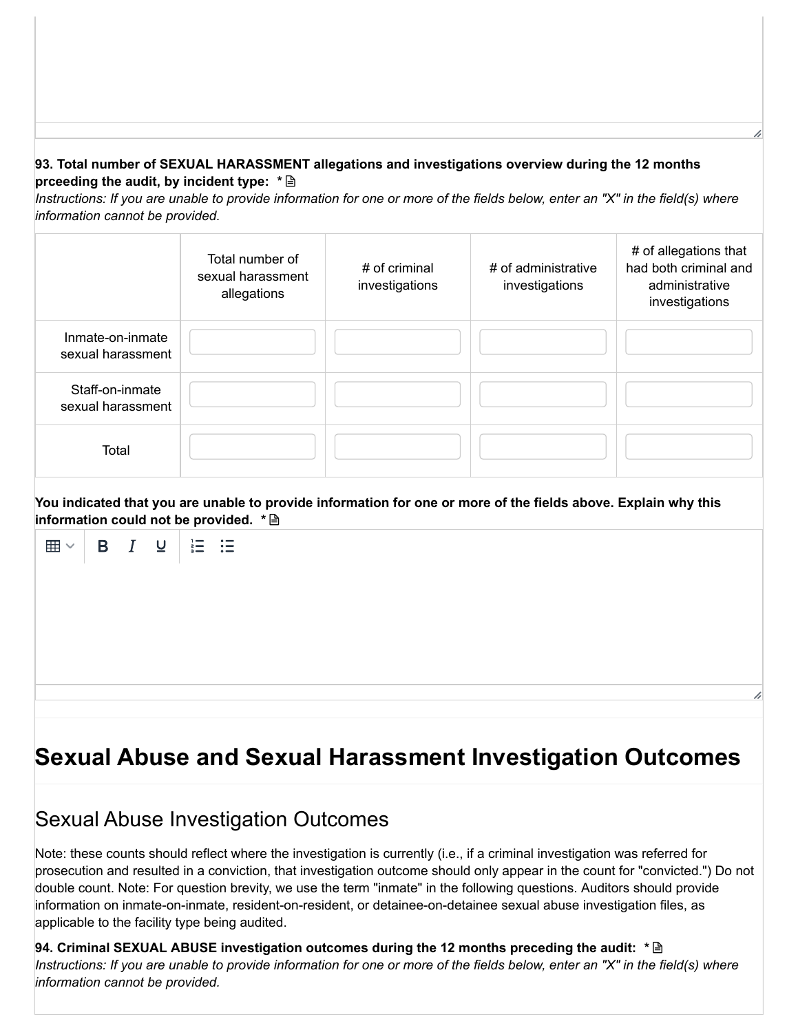**93. Total number of SEXUAL HARASSMENT allegations and investigations overview during the 12 months prceeding the audit, by incident type: ***

*Instructions: If you are unable to provide information for one or more of the fields below, enter an "X" in the field(s) where information cannot be provided.*

| | Total number of sexual harassment allegations | # of criminal investigations | # of administrative investigations | # of allegations that had both criminal and administrative investigations |
|---|---|---|---|---|
| Inmate-on-inmate sexual harassment | | | | |
| Staff-on-inmate sexual harassment | | | | |
| Total | | | | |

**You indicated that you are unable to provide information for one or more of the fields above. Explain why this information could not be provided. ***

# Sexual Abuse and Sexual Harassment Investigation Outcomes

## Sexual Abuse Investigation Outcomes

Note: these counts should reflect where the investigation is currently (i.e., if a criminal investigation was referred for prosecution and resulted in a conviction, that investigation outcome should only appear in the count for "convicted.") Do not double count. Note: For question brevity, we use the term "inmate" in the following questions. Auditors should provide information on inmate-on-inmate, resident-on-resident, or detainee-on-detainee sexual abuse investigation files, as applicable to the facility type being audited.

**94. Criminal SEXUAL ABUSE investigation outcomes during the 12 months preceding the audit: ***

*Instructions: If you are unable to provide information for one or more of the fields below, enter an "X" in the field(s) where information cannot be provided.*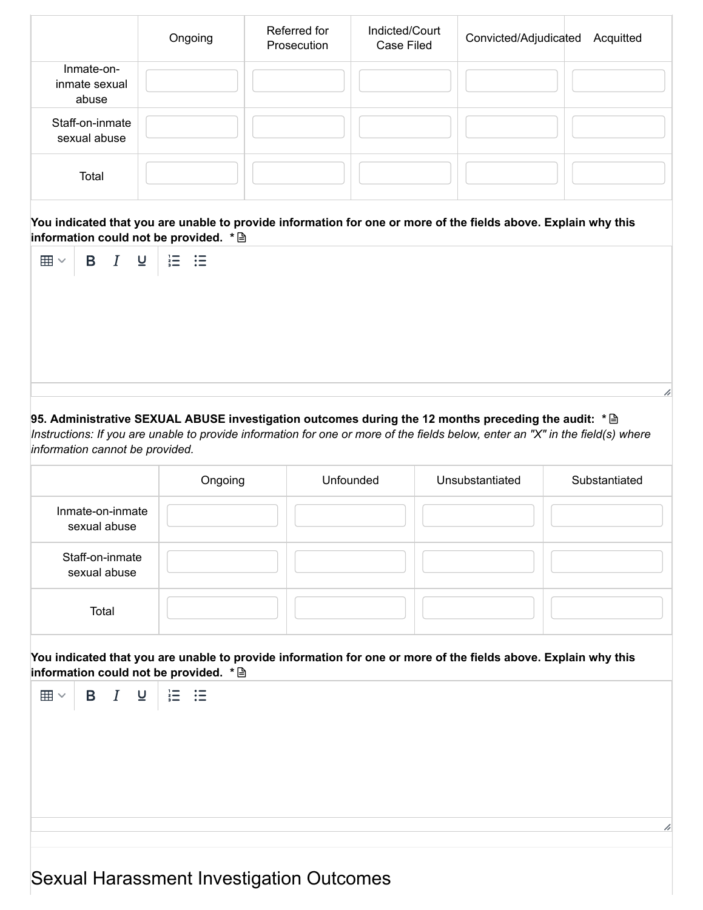| | Ongoing | Referred for Prosecution | Indicted/Court Case Filed | Convicted/Adjudicated | Acquitted |
|---|---|---|---|---|---|
| Inmate-on-inmate sexual abuse | | | | | |
| Staff-on-inmate sexual abuse | | | | | |
| Total | | | | | |

**You indicated that you are unable to provide information for one or more of the fields above. Explain why this information could not be provided.** *

**95. Administrative SEXUAL ABUSE investigation outcomes during the 12 months preceding the audit:** *
*Instructions: If you are unable to provide information for one or more of the fields below, enter an "X" in the field(s) where information cannot be provided.*

| | Ongoing | Unfounded | Unsubstantiated | Substantiated |
|---|---|---|---|---|
| Inmate-on-inmate sexual abuse | | | | |
| Staff-on-inmate sexual abuse | | | | |
| Total | | | | |

**You indicated that you are unable to provide information for one or more of the fields above. Explain why this information could not be provided.** *

## Sexual Harassment Investigation Outcomes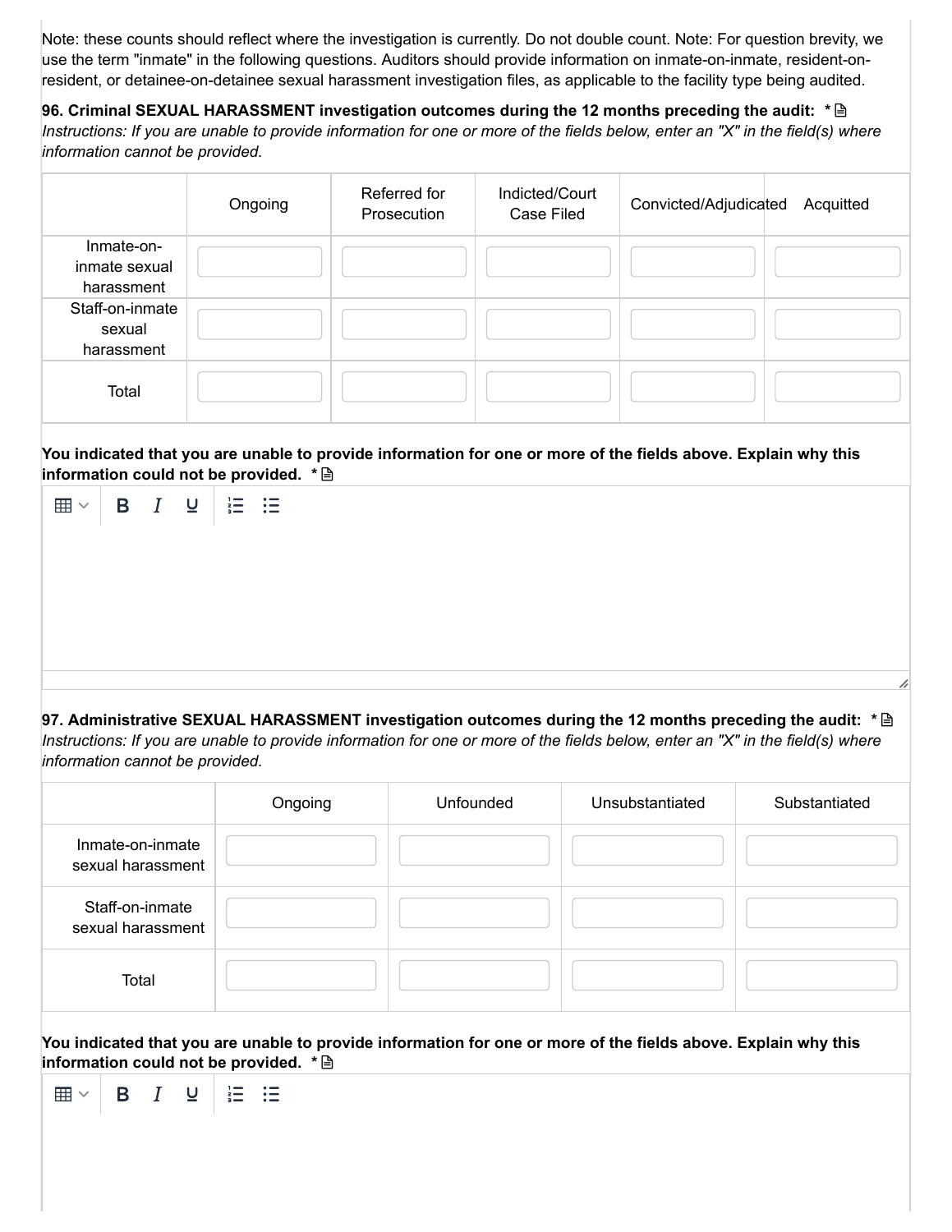Note: these counts should reflect where the investigation is currently. Do not double count. Note: For question brevity, we use the term "inmate" in the following questions. Auditors should provide information on inmate-on-inmate, resident-on-resident, or detainee-on-detainee sexual harassment investigation files, as applicable to the facility type being audited.

**96. Criminal SEXUAL HARASSMENT investigation outcomes during the 12 months preceding the audit: ***
*Instructions: If you are unable to provide information for one or more of the fields below, enter an "X" in the field(s) where information cannot be provided.*

| | Ongoing | Referred for Prosecution | Indicted/Court Case Filed | Convicted/Adjudicated | Acquitted |
|---|---|---|---|---|---|
| Inmate-on-inmate sexual harassment | | | | | |
| Staff-on-inmate sexual harassment | | | | | |
| Total | | | | | |

**You indicated that you are unable to provide information for one or more of the fields above. Explain why this information could not be provided. ***

**97. Administrative SEXUAL HARASSMENT investigation outcomes during the 12 months preceding the audit: ***
*Instructions: If you are unable to provide information for one or more of the fields below, enter an "X" in the field(s) where information cannot be provided.*

| | Ongoing | Unfounded | Unsubstantiated | Substantiated |
|---|---|---|---|---|
| Inmate-on-inmate sexual harassment | | | | |
| Staff-on-inmate sexual harassment | | | | |
| Total | | | | |

**You indicated that you are unable to provide information for one or more of the fields above. Explain why this information could not be provided. ***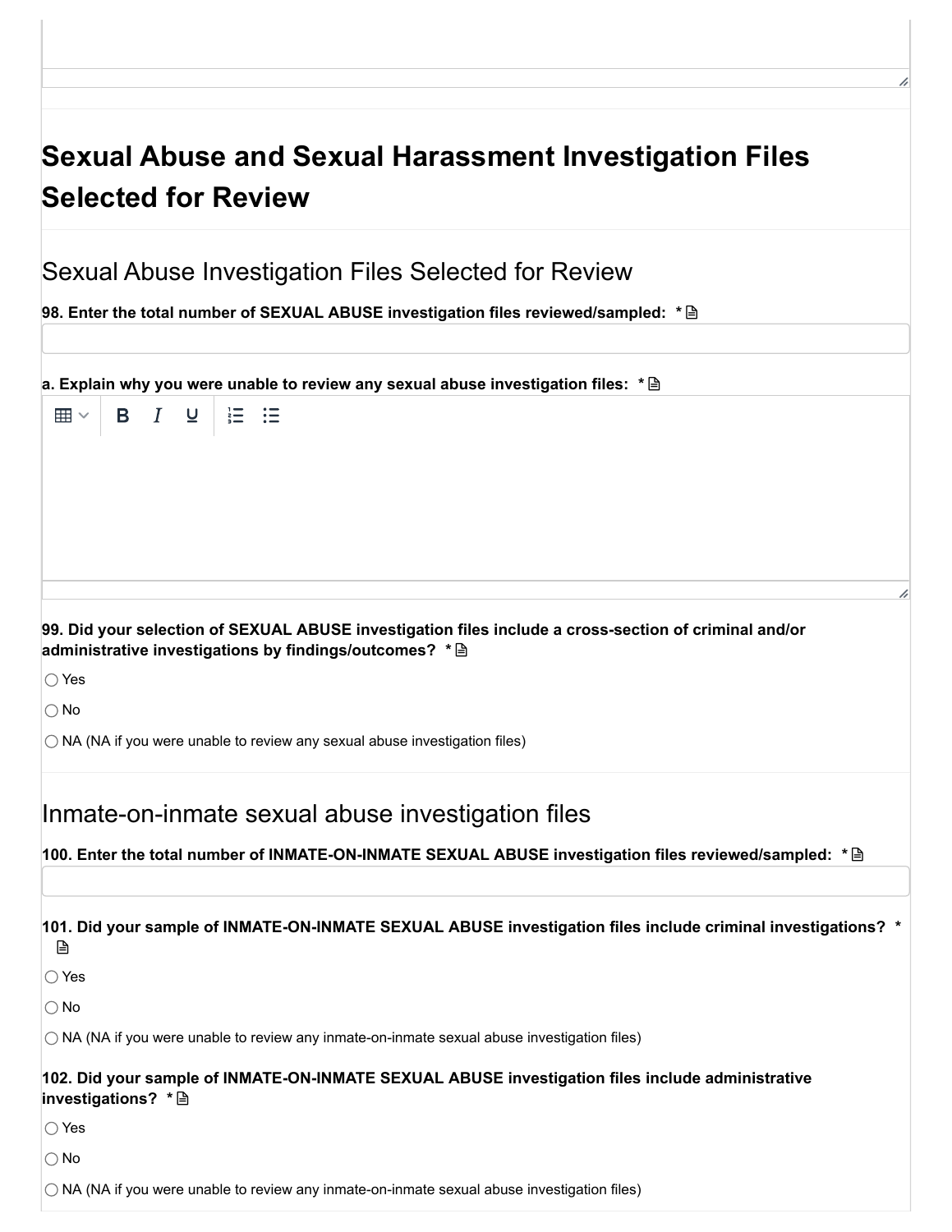# Sexual Abuse and Sexual Harassment Investigation Files Selected for Review

## Sexual Abuse Investigation Files Selected for Review

**98. Enter the total number of SEXUAL ABUSE investigation files reviewed/sampled: ***

**a. Explain why you were unable to review any sexual abuse investigation files: ***

**99. Did your selection of SEXUAL ABUSE investigation files include a cross-section of criminal and/or administrative investigations by findings/outcomes? ***

- ◯ Yes
- ◯ No
- ◯ NA (NA if you were unable to review any sexual abuse investigation files)

## Inmate-on-inmate sexual abuse investigation files

**100. Enter the total number of INMATE-ON-INMATE SEXUAL ABUSE investigation files reviewed/sampled: ***

**101. Did your sample of INMATE-ON-INMATE SEXUAL ABUSE investigation files include criminal investigations? ***

- ◯ Yes
- ◯ No
- ◯ NA (NA if you were unable to review any inmate-on-inmate sexual abuse investigation files)

**102. Did your sample of INMATE-ON-INMATE SEXUAL ABUSE investigation files include administrative investigations? ***

- ◯ Yes
- ◯ No
- ◯ NA (NA if you were unable to review any inmate-on-inmate sexual abuse investigation files)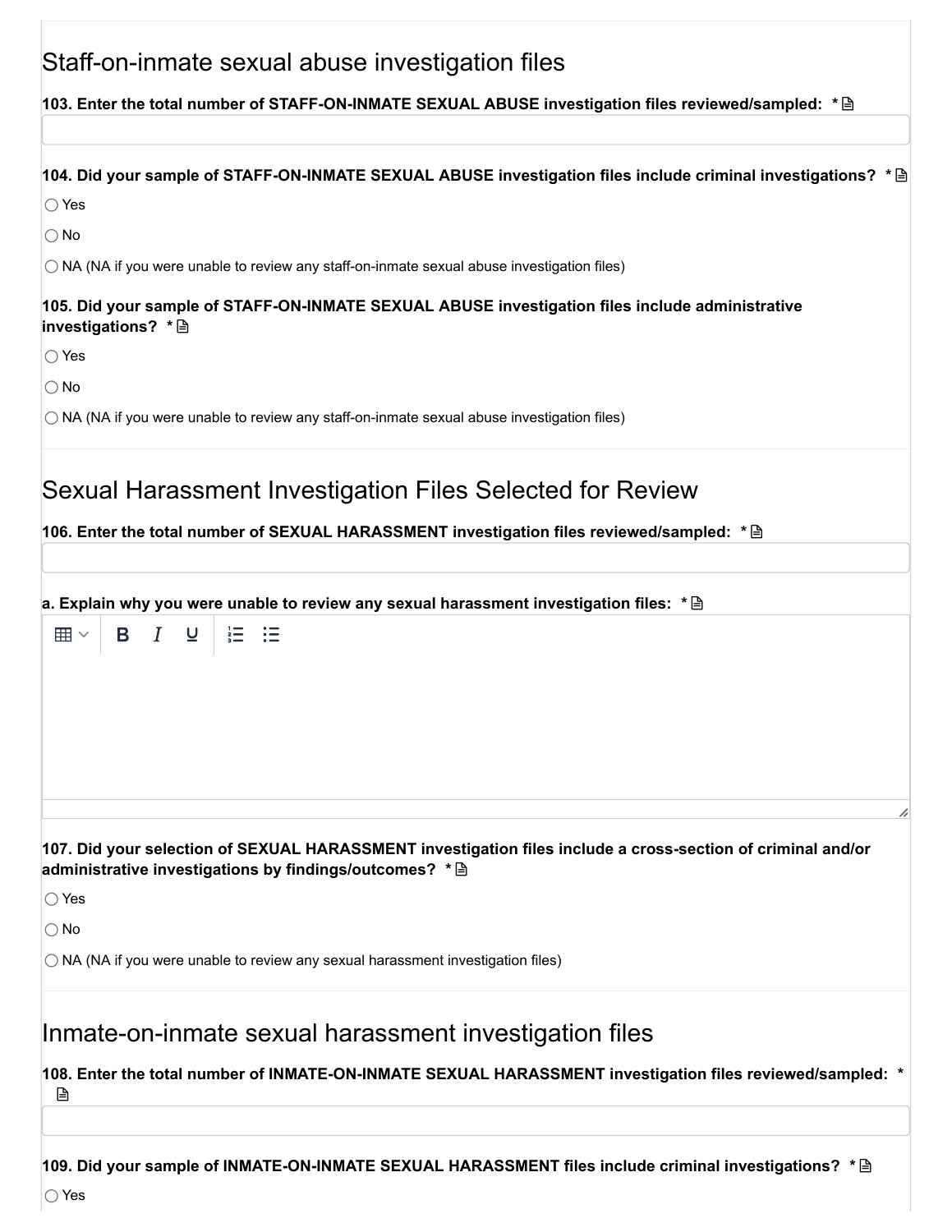## Staff-on-inmate sexual abuse investigation files

**103. Enter the total number of STAFF-ON-INMATE SEXUAL ABUSE investigation files reviewed/sampled: ***

**104. Did your sample of STAFF-ON-INMATE SEXUAL ABUSE investigation files include criminal investigations? ***

○ Yes

○ No

○ NA (NA if you were unable to review any staff-on-inmate sexual abuse investigation files)

**105. Did your sample of STAFF-ON-INMATE SEXUAL ABUSE investigation files include administrative investigations? ***

○ Yes

○ No

○ NA (NA if you were unable to review any staff-on-inmate sexual abuse investigation files)

## Sexual Harassment Investigation Files Selected for Review

**106. Enter the total number of SEXUAL HARASSMENT investigation files reviewed/sampled: ***

**a. Explain why you were unable to review any sexual harassment investigation files: ***

**107. Did your selection of SEXUAL HARASSMENT investigation files include a cross-section of criminal and/or administrative investigations by findings/outcomes? ***

○ Yes

○ No

○ NA (NA if you were unable to review any sexual harassment investigation files)

## Inmate-on-inmate sexual harassment investigation files

**108. Enter the total number of INMATE-ON-INMATE SEXUAL HARASSMENT investigation files reviewed/sampled: ***

**109. Did your sample of INMATE-ON-INMATE SEXUAL HARASSMENT files include criminal investigations? ***

○ Yes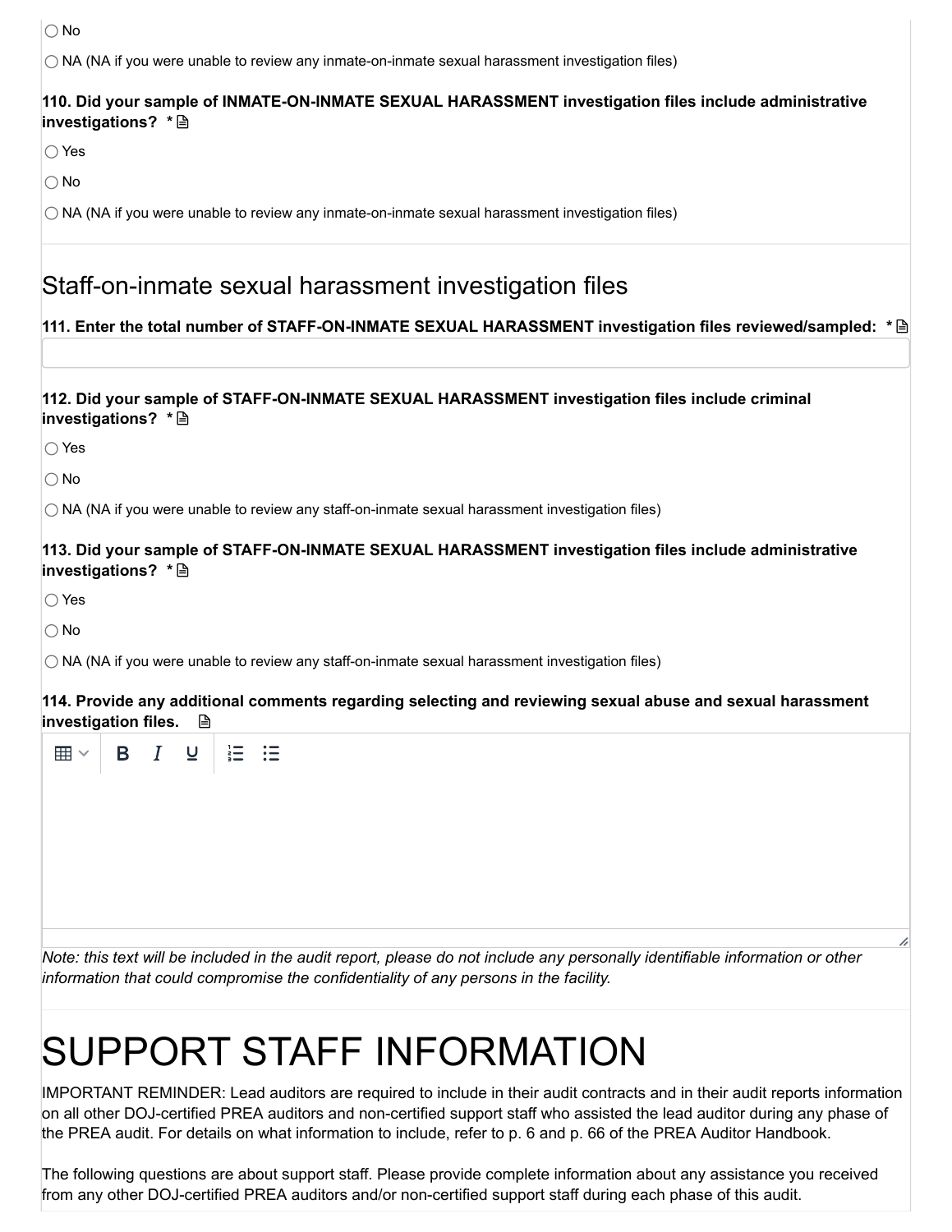○ No

○ NA (NA if you were unable to review any inmate-on-inmate sexual harassment investigation files)

**110. Did your sample of INMATE-ON-INMATE SEXUAL HARASSMENT investigation files include administrative investigations? ***

○ Yes

○ No

○ NA (NA if you were unable to review any inmate-on-inmate sexual harassment investigation files)

## Staff-on-inmate sexual harassment investigation files

**111. Enter the total number of STAFF-ON-INMATE SEXUAL HARASSMENT investigation files reviewed/sampled: ***

**112. Did your sample of STAFF-ON-INMATE SEXUAL HARASSMENT investigation files include criminal investigations? ***

○ Yes

○ No

○ NA (NA if you were unable to review any staff-on-inmate sexual harassment investigation files)

**113. Did your sample of STAFF-ON-INMATE SEXUAL HARASSMENT investigation files include administrative investigations? ***

○ Yes

○ No

○ NA (NA if you were unable to review any staff-on-inmate sexual harassment investigation files)

**114. Provide any additional comments regarding selecting and reviewing sexual abuse and sexual harassment investigation files.**

*Note: this text will be included in the audit report, please do not include any personally identifiable information or other information that could compromise the confidentiality of any persons in the facility.*

# SUPPORT STAFF INFORMATION

IMPORTANT REMINDER: Lead auditors are required to include in their audit contracts and in their audit reports information on all other DOJ-certified PREA auditors and non-certified support staff who assisted the lead auditor during any phase of the PREA audit. For details on what information to include, refer to p. 6 and p. 66 of the PREA Auditor Handbook.

The following questions are about support staff. Please provide complete information about any assistance you received from any other DOJ-certified PREA auditors and/or non-certified support staff during each phase of this audit.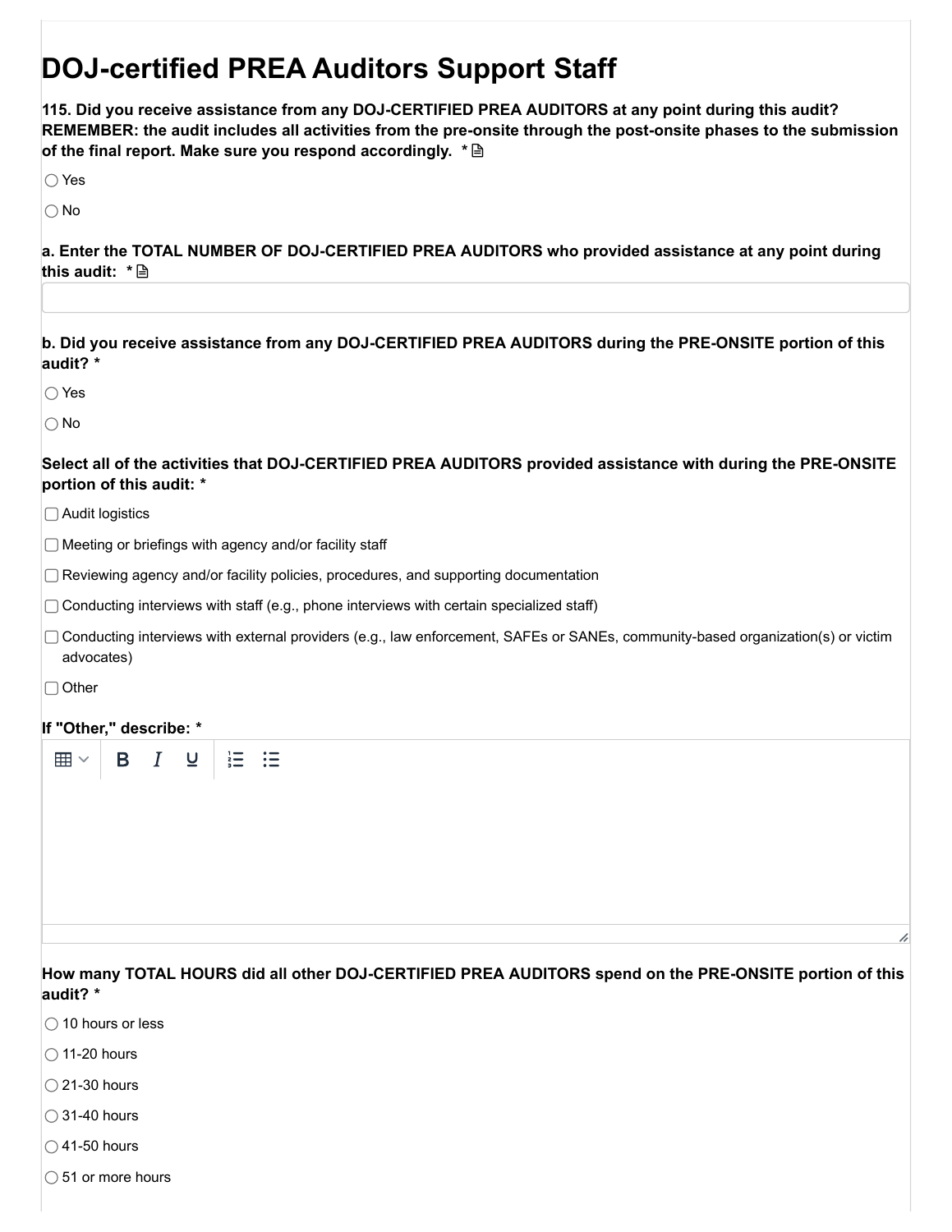# DOJ-certified PREA Auditors Support Staff

**115. Did you receive assistance from any DOJ-CERTIFIED PREA AUDITORS at any point during this audit? REMEMBER: the audit includes all activities from the pre-onsite through the post-onsite phases to the submission of the final report. Make sure you respond accordingly. ***

- ○ Yes
- ○ No

**a. Enter the TOTAL NUMBER OF DOJ-CERTIFIED PREA AUDITORS who provided assistance at any point during this audit: ***

**b. Did you receive assistance from any DOJ-CERTIFIED PREA AUDITORS during the PRE-ONSITE portion of this audit? ***

- ○ Yes
- ○ No

**Select all of the activities that DOJ-CERTIFIED PREA AUDITORS provided assistance with during the PRE-ONSITE portion of this audit: ***

- ☐ Audit logistics
- ☐ Meeting or briefings with agency and/or facility staff
- ☐ Reviewing agency and/or facility policies, procedures, and supporting documentation
- ☐ Conducting interviews with staff (e.g., phone interviews with certain specialized staff)
- ☐ Conducting interviews with external providers (e.g., law enforcement, SAFEs or SANEs, community-based organization(s) or victim advocates)
- ☐ Other

**If "Other," describe: ***

**How many TOTAL HOURS did all other DOJ-CERTIFIED PREA AUDITORS spend on the PRE-ONSITE portion of this audit? ***

- ○ 10 hours or less
- ○ 11-20 hours
- ○ 21-30 hours
- ○ 31-40 hours
- ○ 41-50 hours
- ○ 51 or more hours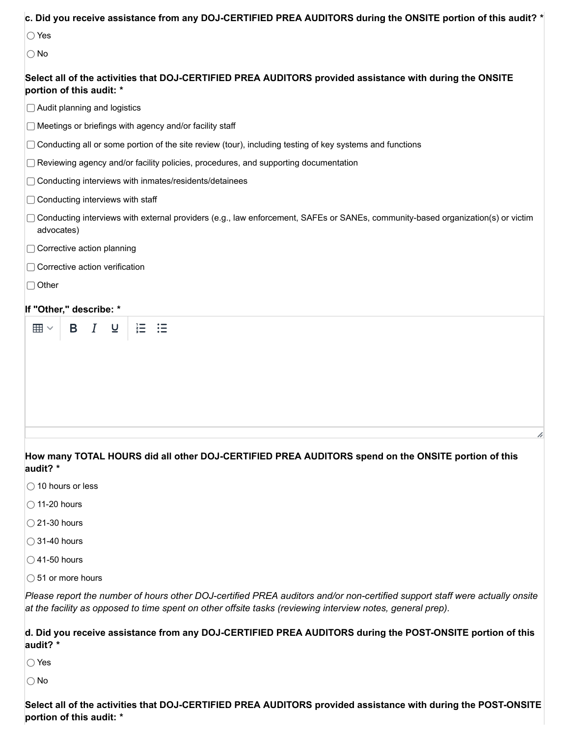**c. Did you receive assistance from any DOJ-CERTIFIED PREA AUDITORS during the ONSITE portion of this audit? ***

- ○ Yes
- ○ No

**Select all of the activities that DOJ-CERTIFIED PREA AUDITORS provided assistance with during the ONSITE portion of this audit: ***

- ☐ Audit planning and logistics
- ☐ Meetings or briefings with agency and/or facility staff
- ☐ Conducting all or some portion of the site review (tour), including testing of key systems and functions
- ☐ Reviewing agency and/or facility policies, procedures, and supporting documentation
- ☐ Conducting interviews with inmates/residents/detainees
- ☐ Conducting interviews with staff
- ☐ Conducting interviews with external providers (e.g., law enforcement, SAFEs or SANEs, community-based organization(s) or victim advocates)
- ☐ Corrective action planning
- ☐ Corrective action verification
- ☐ Other

**If "Other," describe: ***

**How many TOTAL HOURS did all other DOJ-CERTIFIED PREA AUDITORS spend on the ONSITE portion of this audit? ***

- ○ 10 hours or less
- ○ 11-20 hours
- ○ 21-30 hours
- ○ 31-40 hours
- ○ 41-50 hours
- ○ 51 or more hours

*Please report the number of hours other DOJ-certified PREA auditors and/or non-certified support staff were actually onsite at the facility as opposed to time spent on other offsite tasks (reviewing interview notes, general prep).*

**d. Did you receive assistance from any DOJ-CERTIFIED PREA AUDITORS during the POST-ONSITE portion of this audit? ***

- ○ Yes
- ○ No

**Select all of the activities that DOJ-CERTIFIED PREA AUDITORS provided assistance with during the POST-ONSITE portion of this audit: ***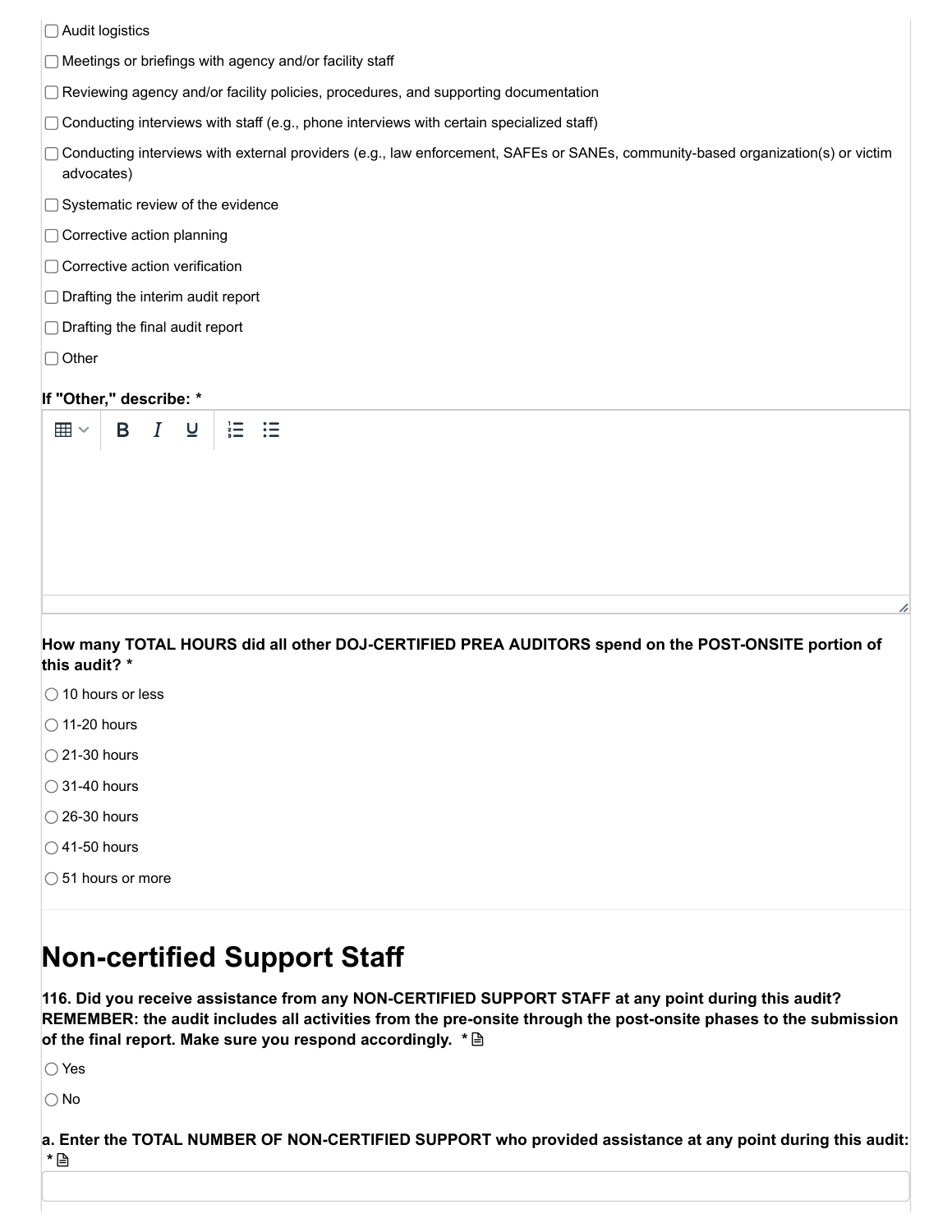- ☐ Audit logistics
- ☐ Meetings or briefings with agency and/or facility staff
- ☐ Reviewing agency and/or facility policies, procedures, and supporting documentation
- ☐ Conducting interviews with staff (e.g., phone interviews with certain specialized staff)
- ☐ Conducting interviews with external providers (e.g., law enforcement, SAFEs or SANEs, community-based organization(s) or victim advocates)
- ☐ Systematic review of the evidence
- ☐ Corrective action planning
- ☐ Corrective action verification
- ☐ Drafting the interim audit report
- ☐ Drafting the final audit report
- ☐ Other

**If "Other," describe: ***

**How many TOTAL HOURS did all other DOJ-CERTIFIED PREA AUDITORS spend on the POST-ONSITE portion of this audit? ***

- ○ 10 hours or less
- ○ 11-20 hours
- ○ 21-30 hours
- ○ 31-40 hours
- ○ 26-30 hours
- ○ 41-50 hours
- ○ 51 hours or more

# Non-certified Support Staff

**116. Did you receive assistance from any NON-CERTIFIED SUPPORT STAFF at any point during this audit? REMEMBER: the audit includes all activities from the pre-onsite through the post-onsite phases to the submission of the final report. Make sure you respond accordingly. ***

- ○ Yes
- ○ No

**a. Enter the TOTAL NUMBER OF NON-CERTIFIED SUPPORT who provided assistance at any point during this audit: ***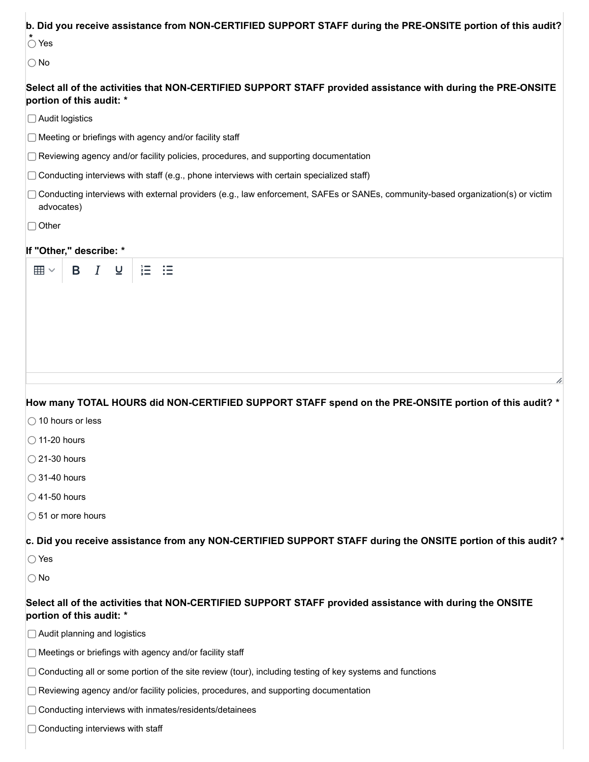**b. Did you receive assistance from NON-CERTIFIED SUPPORT STAFF during the PRE-ONSITE portion of this audit? ***

- ○ Yes
- ○ No

**Select all of the activities that NON-CERTIFIED SUPPORT STAFF provided assistance with during the PRE-ONSITE portion of this audit: ***

- ☐ Audit logistics
- ☐ Meeting or briefings with agency and/or facility staff
- ☐ Reviewing agency and/or facility policies, procedures, and supporting documentation
- ☐ Conducting interviews with staff (e.g., phone interviews with certain specialized staff)
- ☐ Conducting interviews with external providers (e.g., law enforcement, SAFEs or SANEs, community-based organization(s) or victim advocates)
- ☐ Other

**If "Other," describe: ***

**How many TOTAL HOURS did NON-CERTIFIED SUPPORT STAFF spend on the PRE-ONSITE portion of this audit? ***

- ○ 10 hours or less
- ○ 11-20 hours
- ○ 21-30 hours
- ○ 31-40 hours
- ○ 41-50 hours
- ○ 51 or more hours

**c. Did you receive assistance from any NON-CERTIFIED SUPPORT STAFF during the ONSITE portion of this audit? ***

- ○ Yes
- ○ No

**Select all of the activities that NON-CERTIFIED SUPPORT STAFF provided assistance with during the ONSITE portion of this audit: ***

- ☐ Audit planning and logistics
- ☐ Meetings or briefings with agency and/or facility staff
- ☐ Conducting all or some portion of the site review (tour), including testing of key systems and functions
- ☐ Reviewing agency and/or facility policies, procedures, and supporting documentation
- ☐ Conducting interviews with inmates/residents/detainees
- ☐ Conducting interviews with staff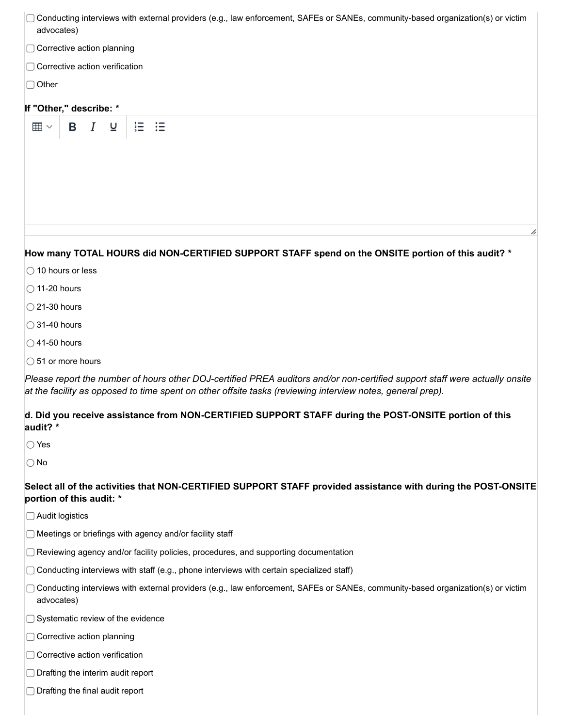- [ ] Conducting interviews with external providers (e.g., law enforcement, SAFEs or SANEs, community-based organization(s) or victim advocates)
- [ ] Corrective action planning
- [ ] Corrective action verification
- [ ] Other

**If "Other," describe: ***

**How many TOTAL HOURS did NON-CERTIFIED SUPPORT STAFF spend on the ONSITE portion of this audit? ***

- ◯ 10 hours or less
- ◯ 11-20 hours
- ◯ 21-30 hours
- ◯ 31-40 hours
- ◯ 41-50 hours
- ◯ 51 or more hours

*Please report the number of hours other DOJ-certified PREA auditors and/or non-certified support staff were actually onsite at the facility as opposed to time spent on other offsite tasks (reviewing interview notes, general prep).*

**d. Did you receive assistance from NON-CERTIFIED SUPPORT STAFF during the POST-ONSITE portion of this audit? ***

- ◯ Yes
- ◯ No

**Select all of the activities that NON-CERTIFIED SUPPORT STAFF provided assistance with during the POST-ONSITE portion of this audit: ***

- [ ] Audit logistics
- [ ] Meetings or briefings with agency and/or facility staff
- [ ] Reviewing agency and/or facility policies, procedures, and supporting documentation
- [ ] Conducting interviews with staff (e.g., phone interviews with certain specialized staff)
- [ ] Conducting interviews with external providers (e.g., law enforcement, SAFEs or SANEs, community-based organization(s) or victim advocates)
- [ ] Systematic review of the evidence
- [ ] Corrective action planning
- [ ] Corrective action verification
- [ ] Drafting the interim audit report
- [ ] Drafting the final audit report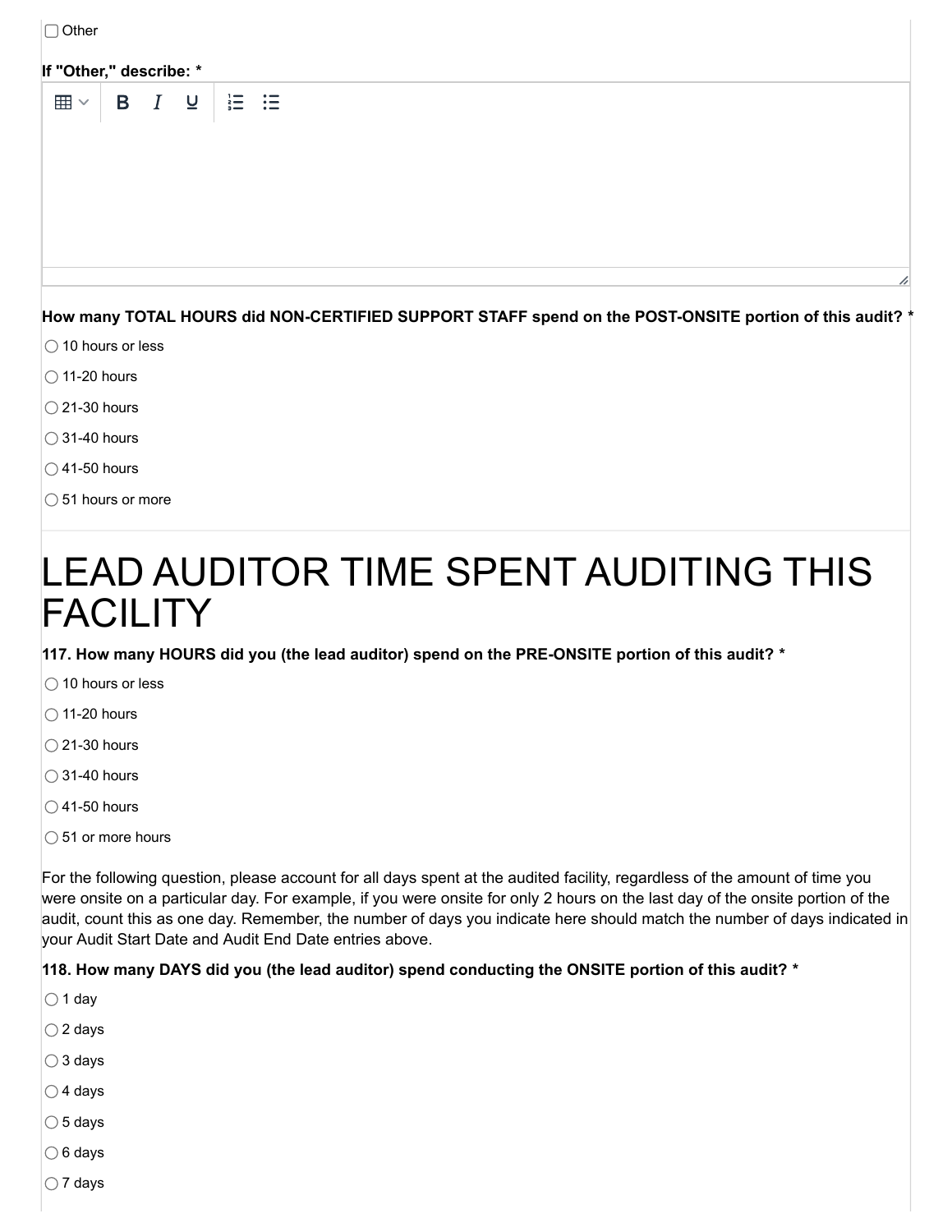☐ Other

**If "Other," describe: ***

**How many TOTAL HOURS did NON-CERTIFIED SUPPORT STAFF spend on the POST-ONSITE portion of this audit? ***

- ◯ 10 hours or less
- ◯ 11-20 hours
- ◯ 21-30 hours
- ◯ 31-40 hours
- ◯ 41-50 hours
- ◯ 51 hours or more

# LEAD AUDITOR TIME SPENT AUDITING THIS FACILITY

**117. How many HOURS did you (the lead auditor) spend on the PRE-ONSITE portion of this audit? ***

- ◯ 10 hours or less
- ◯ 11-20 hours
- ◯ 21-30 hours
- ◯ 31-40 hours
- ◯ 41-50 hours
- ◯ 51 or more hours

For the following question, please account for all days spent at the audited facility, regardless of the amount of time you were onsite on a particular day. For example, if you were onsite for only 2 hours on the last day of the onsite portion of the audit, count this as one day. Remember, the number of days you indicate here should match the number of days indicated in your Audit Start Date and Audit End Date entries above.

**118. How many DAYS did you (the lead auditor) spend conducting the ONSITE portion of this audit? ***

- ◯ 1 day
- ◯ 2 days
- ◯ 3 days
- ◯ 4 days
- ◯ 5 days
- ◯ 6 days
- ◯ 7 days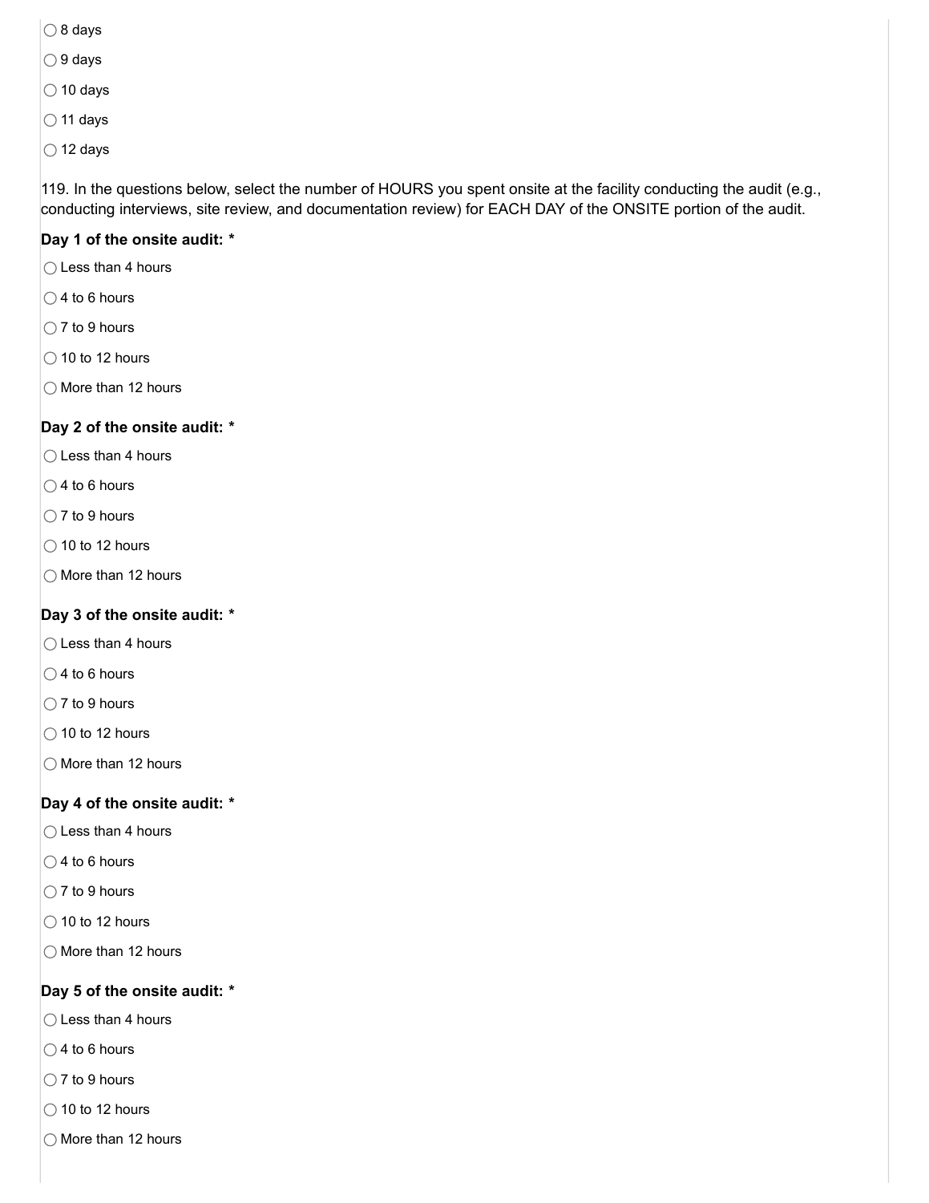○ 8 days

○ 9 days

○ 10 days

○ 11 days

○ 12 days

119. In the questions below, select the number of HOURS you spent onsite at the facility conducting the audit (e.g., conducting interviews, site review, and documentation review) for EACH DAY of the ONSITE portion of the audit.

**Day 1 of the onsite audit: ***

○ Less than 4 hours

○ 4 to 6 hours

○ 7 to 9 hours

○ 10 to 12 hours

○ More than 12 hours

**Day 2 of the onsite audit: ***

○ Less than 4 hours

○ 4 to 6 hours

○ 7 to 9 hours

○ 10 to 12 hours

○ More than 12 hours

**Day 3 of the onsite audit: ***

○ Less than 4 hours

○ 4 to 6 hours

○ 7 to 9 hours

○ 10 to 12 hours

○ More than 12 hours

**Day 4 of the onsite audit: ***

○ Less than 4 hours

○ 4 to 6 hours

○ 7 to 9 hours

○ 10 to 12 hours

○ More than 12 hours

**Day 5 of the onsite audit: ***

○ Less than 4 hours

○ 4 to 6 hours

○ 7 to 9 hours

○ 10 to 12 hours

○ More than 12 hours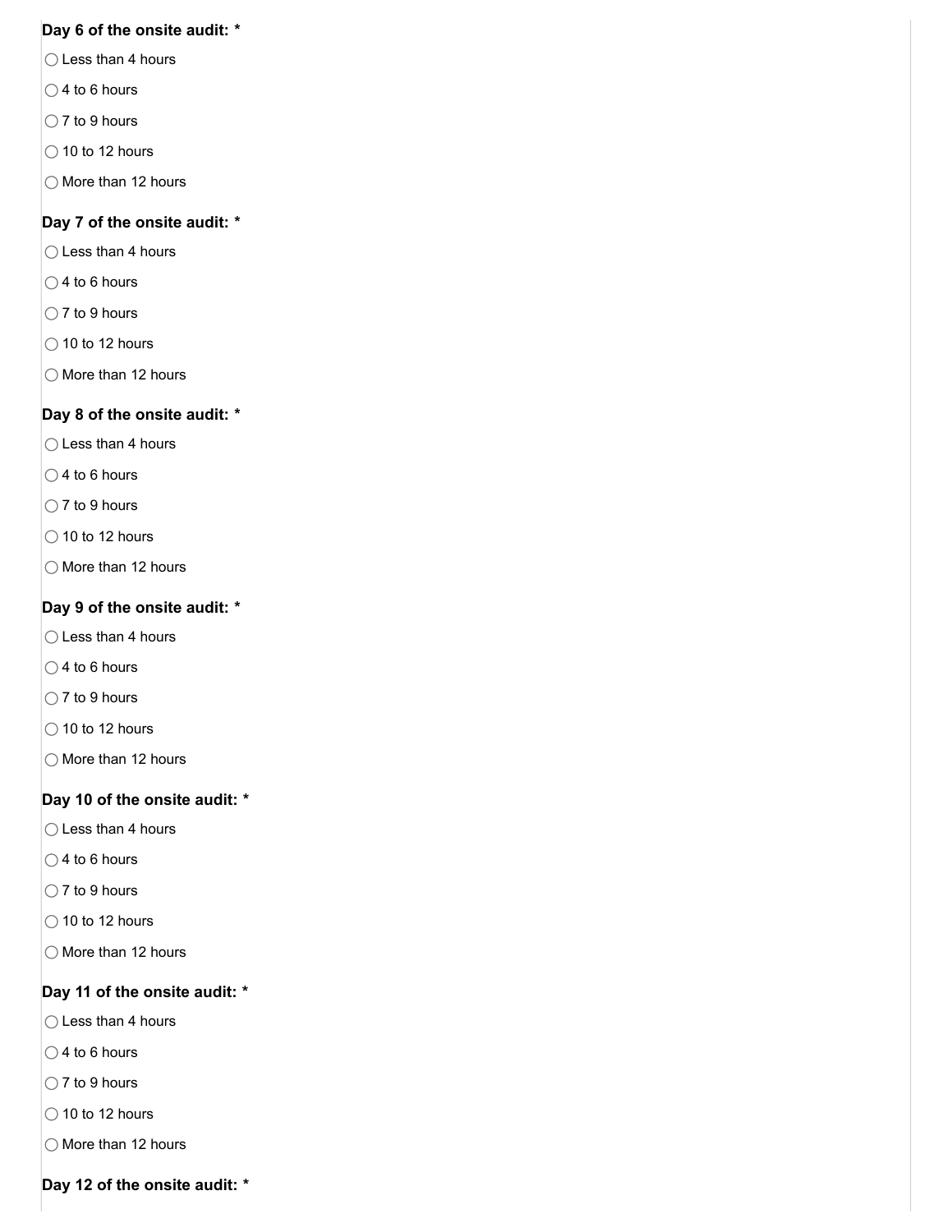**Day 6 of the onsite audit: ***

○ Less than 4 hours

○ 4 to 6 hours

○ 7 to 9 hours

○ 10 to 12 hours

○ More than 12 hours

**Day 7 of the onsite audit: ***

○ Less than 4 hours

○ 4 to 6 hours

○ 7 to 9 hours

○ 10 to 12 hours

○ More than 12 hours

**Day 8 of the onsite audit: ***

○ Less than 4 hours

○ 4 to 6 hours

○ 7 to 9 hours

○ 10 to 12 hours

○ More than 12 hours

**Day 9 of the onsite audit: ***

○ Less than 4 hours

○ 4 to 6 hours

○ 7 to 9 hours

○ 10 to 12 hours

○ More than 12 hours

**Day 10 of the onsite audit: ***

○ Less than 4 hours

○ 4 to 6 hours

○ 7 to 9 hours

○ 10 to 12 hours

○ More than 12 hours

**Day 11 of the onsite audit: ***

○ Less than 4 hours

○ 4 to 6 hours

○ 7 to 9 hours

○ 10 to 12 hours

○ More than 12 hours

**Day 12 of the onsite audit: ***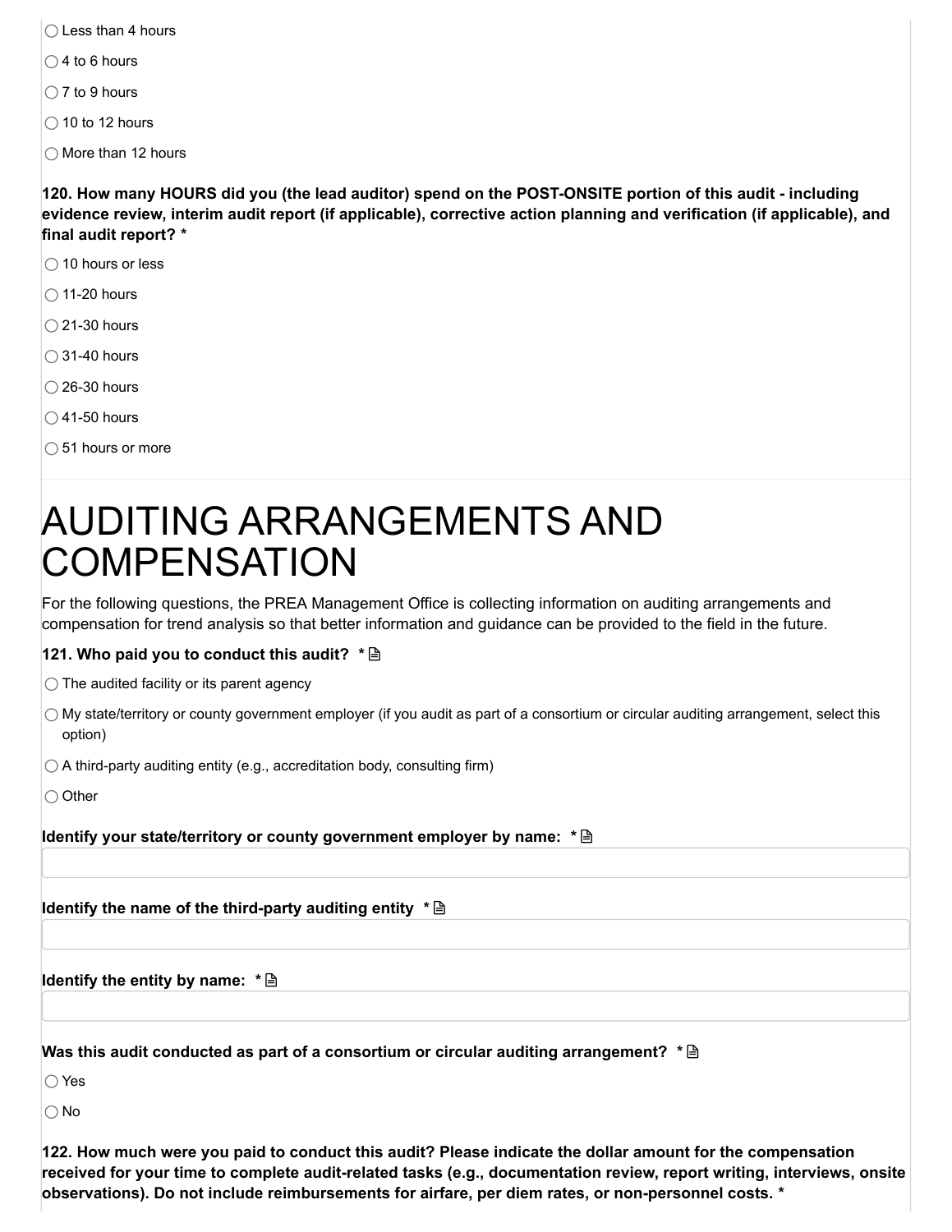○ Less than 4 hours

○ 4 to 6 hours

○ 7 to 9 hours

○ 10 to 12 hours

○ More than 12 hours

**120. How many HOURS did you (the lead auditor) spend on the POST-ONSITE portion of this audit - including evidence review, interim audit report (if applicable), corrective action planning and verification (if applicable), and final audit report? ***

○ 10 hours or less

○ 11-20 hours

○ 21-30 hours

○ 31-40 hours

○ 26-30 hours

○ 41-50 hours

○ 51 hours or more

# AUDITING ARRANGEMENTS AND COMPENSATION

For the following questions, the PREA Management Office is collecting information on auditing arrangements and compensation for trend analysis so that better information and guidance can be provided to the field in the future.

**121. Who paid you to conduct this audit? ***

○ The audited facility or its parent agency

○ My state/territory or county government employer (if you audit as part of a consortium or circular auditing arrangement, select this option)

○ A third-party auditing entity (e.g., accreditation body, consulting firm)

○ Other

**Identify your state/territory or county government employer by name: ***

**Identify the name of the third-party auditing entity ***

**Identify the entity by name: ***

**Was this audit conducted as part of a consortium or circular auditing arrangement? ***

○ Yes

○ No

**122. How much were you paid to conduct this audit? Please indicate the dollar amount for the compensation received for your time to complete audit-related tasks (e.g., documentation review, report writing, interviews, onsite observations). Do not include reimbursements for airfare, per diem rates, or non-personnel costs. ***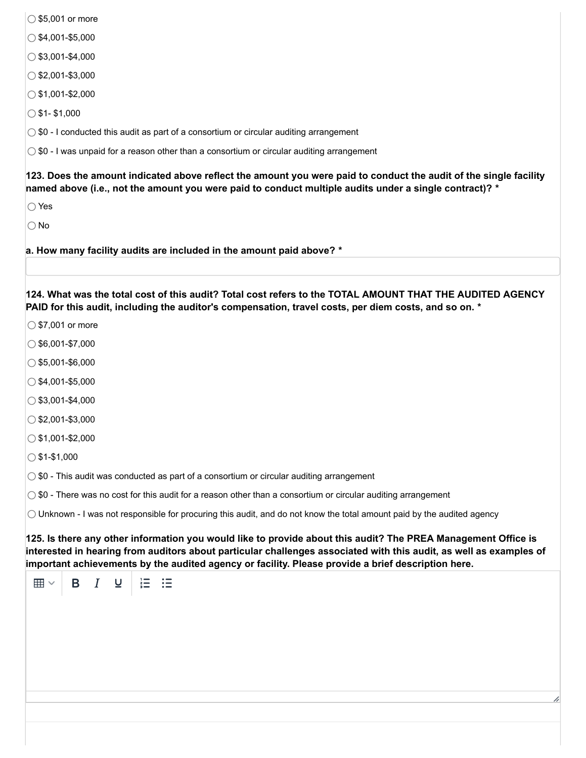- ◯ $5,001 or more
- ◯ $4,001-$5,000
- ◯ $3,001-$4,000
- ◯ $2,001-$3,000
- ◯ $1,001-$2,000
- ◯ $1- $1,000
- ◯ $0 - I conducted this audit as part of a consortium or circular auditing arrangement
- ◯ $0 - I was unpaid for a reason other than a consortium or circular auditing arrangement

**123. Does the amount indicated above reflect the amount you were paid to conduct the audit of the single facility named above (i.e., not the amount you were paid to conduct multiple audits under a single contract)? \***

- ◯ Yes
- ◯ No

**a. How many facility audits are included in the amount paid above? \***

**124. What was the total cost of this audit? Total cost refers to the TOTAL AMOUNT THAT THE AUDITED AGENCY PAID for this audit, including the auditor's compensation, travel costs, per diem costs, and so on. \***

- ◯ $7,001 or more
- ◯ $6,001-$7,000
- ◯ $5,001-$6,000
- ◯ $4,001-$5,000
- ◯ $3,001-$4,000
- ◯ $2,001-$3,000
- ◯ $1,001-$2,000
- ◯ $1-$1,000
- ◯ $0 - This audit was conducted as part of a consortium or circular auditing arrangement
- ◯ $0 - There was no cost for this audit for a reason other than a consortium or circular auditing arrangement
- ◯ Unknown - I was not responsible for procuring this audit, and do not know the total amount paid by the audited agency

**125. Is there any other information you would like to provide about this audit? The PREA Management Office is interested in hearing from auditors about particular challenges associated with this audit, as well as examples of important achievements by the audited agency or facility. Please provide a brief description here.**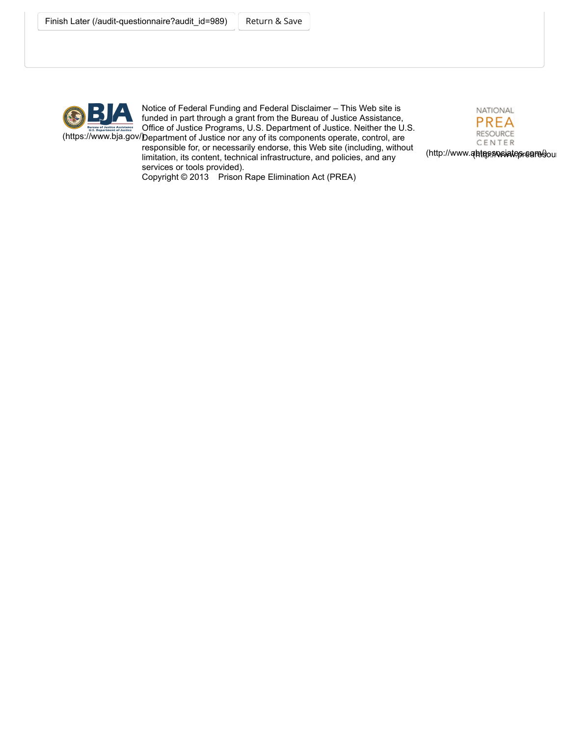Finish Later (/audit-questionnaire?audit_id=989) Return & Save

(https://www.bja.gov/)

Notice of Federal Funding and Federal Disclaimer – This Web site is funded in part through a grant from the Bureau of Justice Assistance, Office of Justice Programs, U.S. Department of Justice. Neither the U.S. Department of Justice nor any of its components operate, control, are responsible for, or necessarily endorse, this Web site (including, without limitation, its content, technical infrastructure, and policies, and any services or tools provided).
Copyright © 2013 Prison Rape Elimination Act (PREA)

NATIONAL PREA RESOURCE CENTER

(http://www.abtassociates.com/) (http://www.prearesou